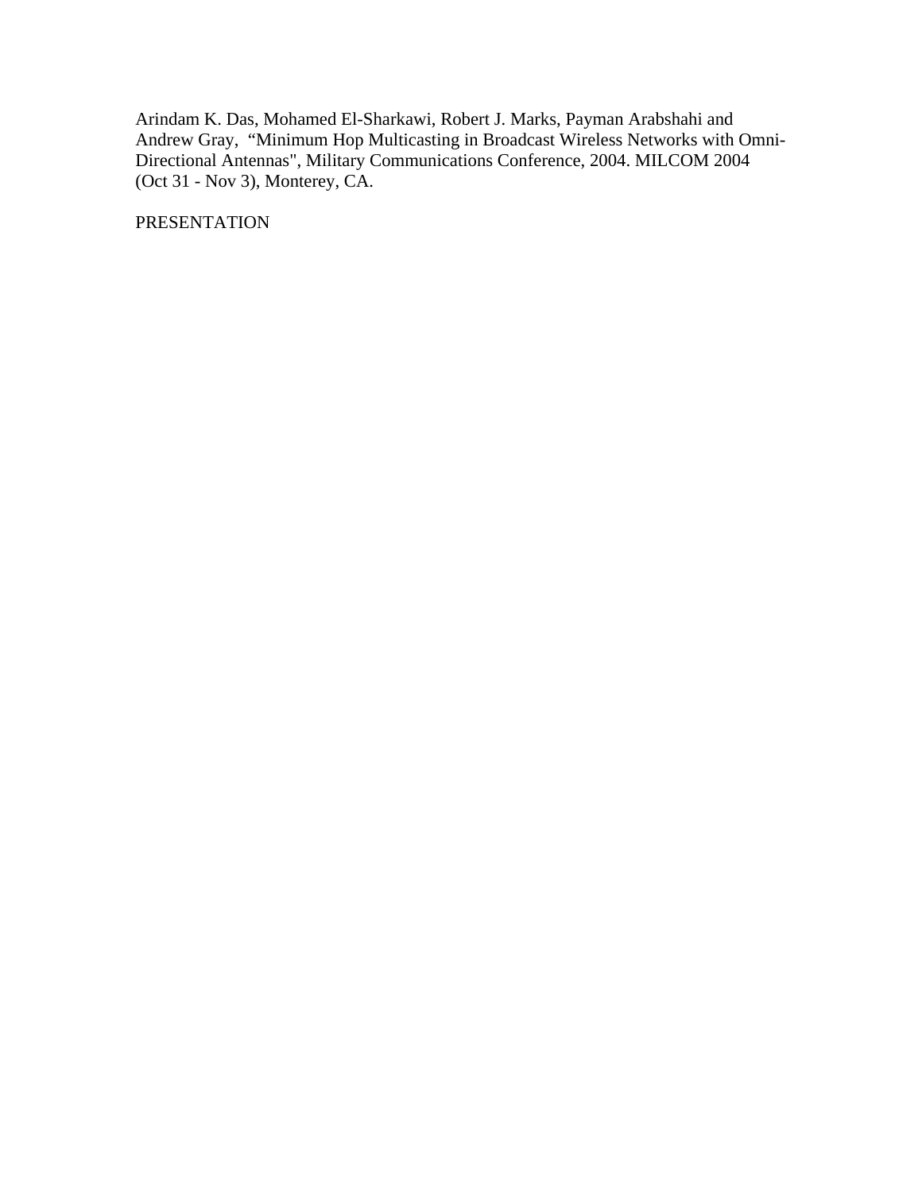Arindam K. Das, Mohamed El-Sharkawi, Robert J. Marks, Payman Arabshahi and Andrew Gray, "Minimum Hop Multicasting in Broadcast Wireless Networks with Omni-Directional Antennas", Military Communications Conference, 2004. MILCOM 2004 (Oct 31 - Nov 3), Monterey, CA.

PRESENTATION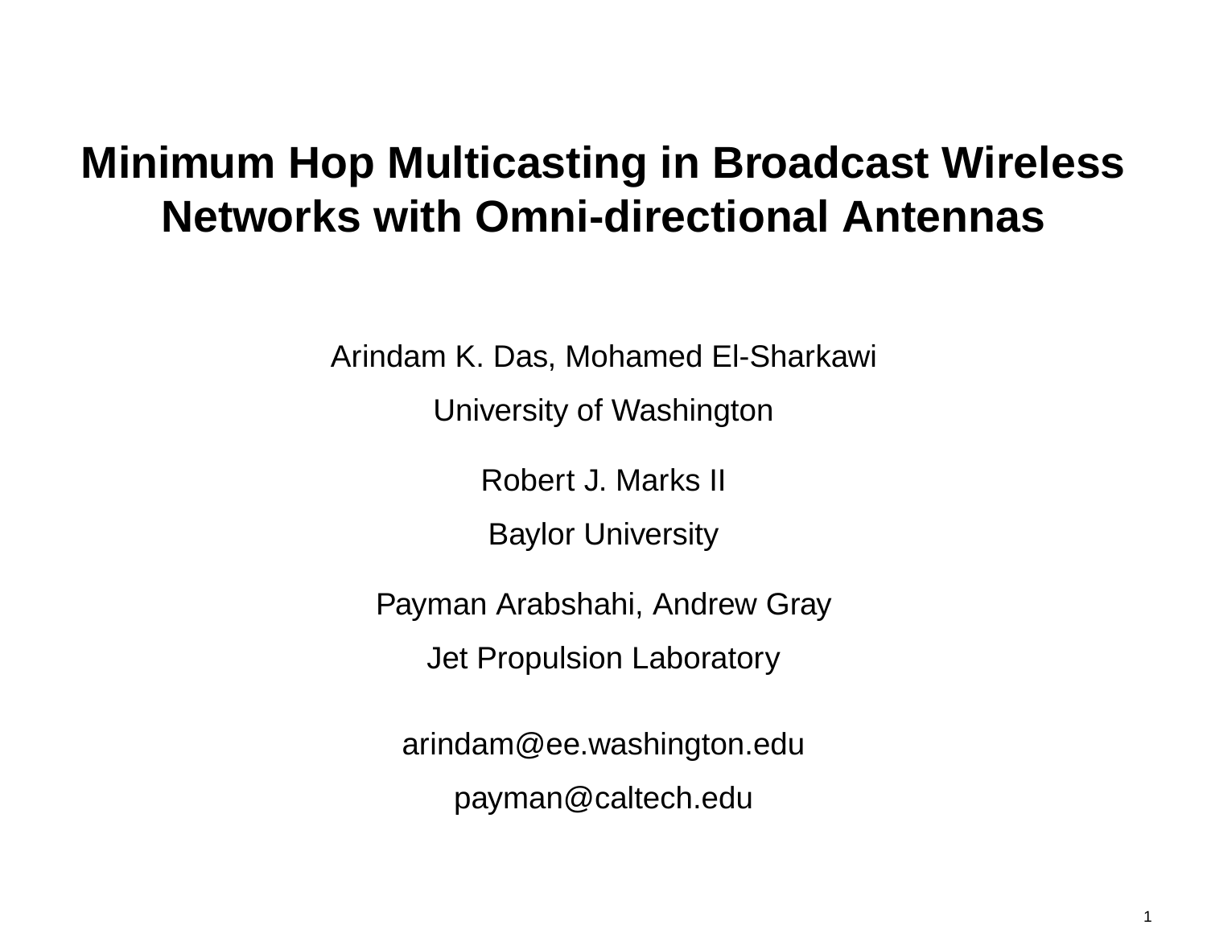# Minimum Hop Multicasting in Broadcast Wireless Networks with Omni-directional Antennas

Arindam K. Das, Mohamed El-Sharkawi

University of Washington

Robert J. Marks II

Baylor University

Payman Arabshahi, Andrew Gray

Jet Propulsion Laboratory

arindam@ee.washington.edu

payman@caltech.edu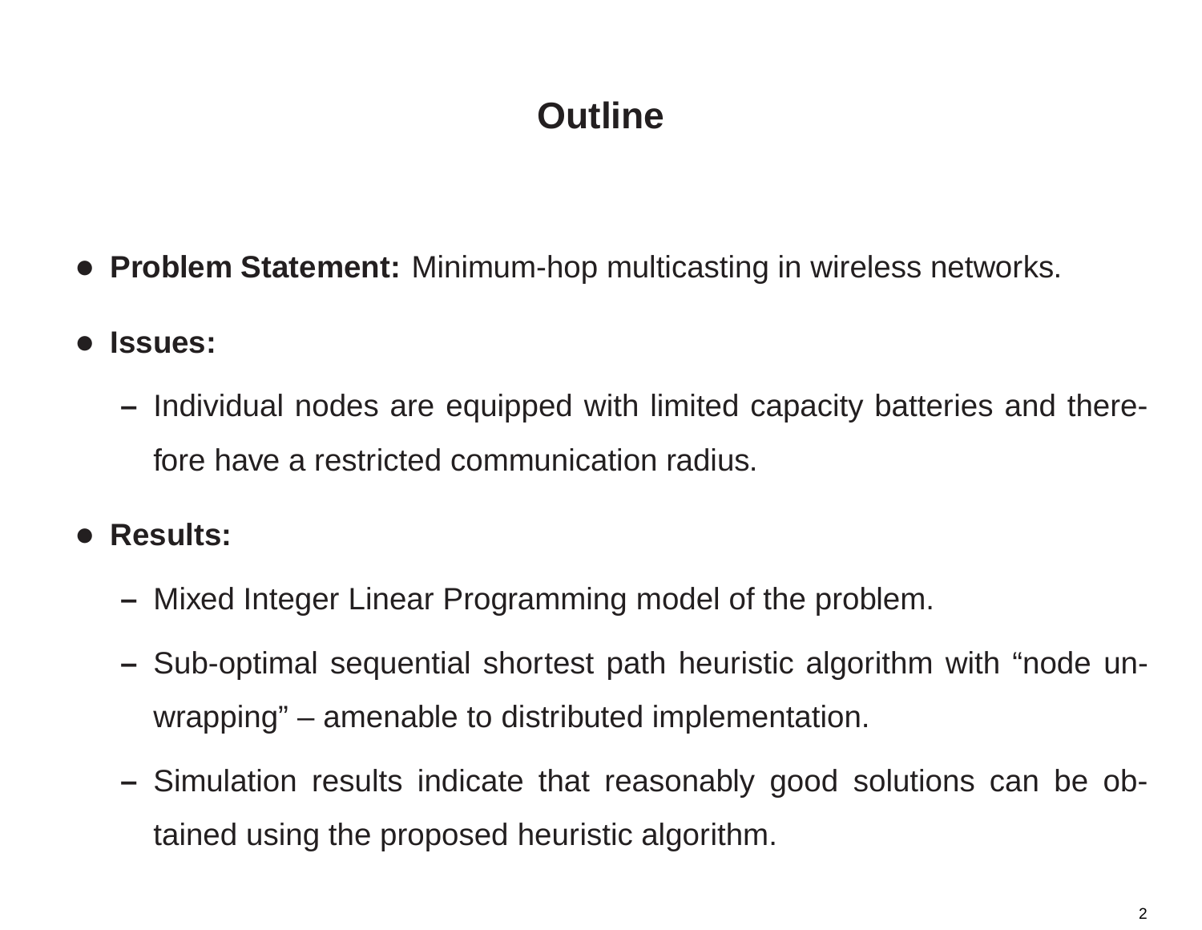# Outline

- **Problem Statement:** Minimum-hop multicasting in wireless networks.
- **Issues:**
  - Individual nodes are equipped with limited capacity batteries and therefore have a restricted communication radius.
- **Results:**
  - Mixed Integer Linear Programming model of the problem.
  - Sub-optimal sequential shortest path heuristic algorithm with "node unwrapping" – amenable to distributed implementation.
  - Simulation results indicate that reasonably good solutions can be obtained using the proposed heuristic algorithm.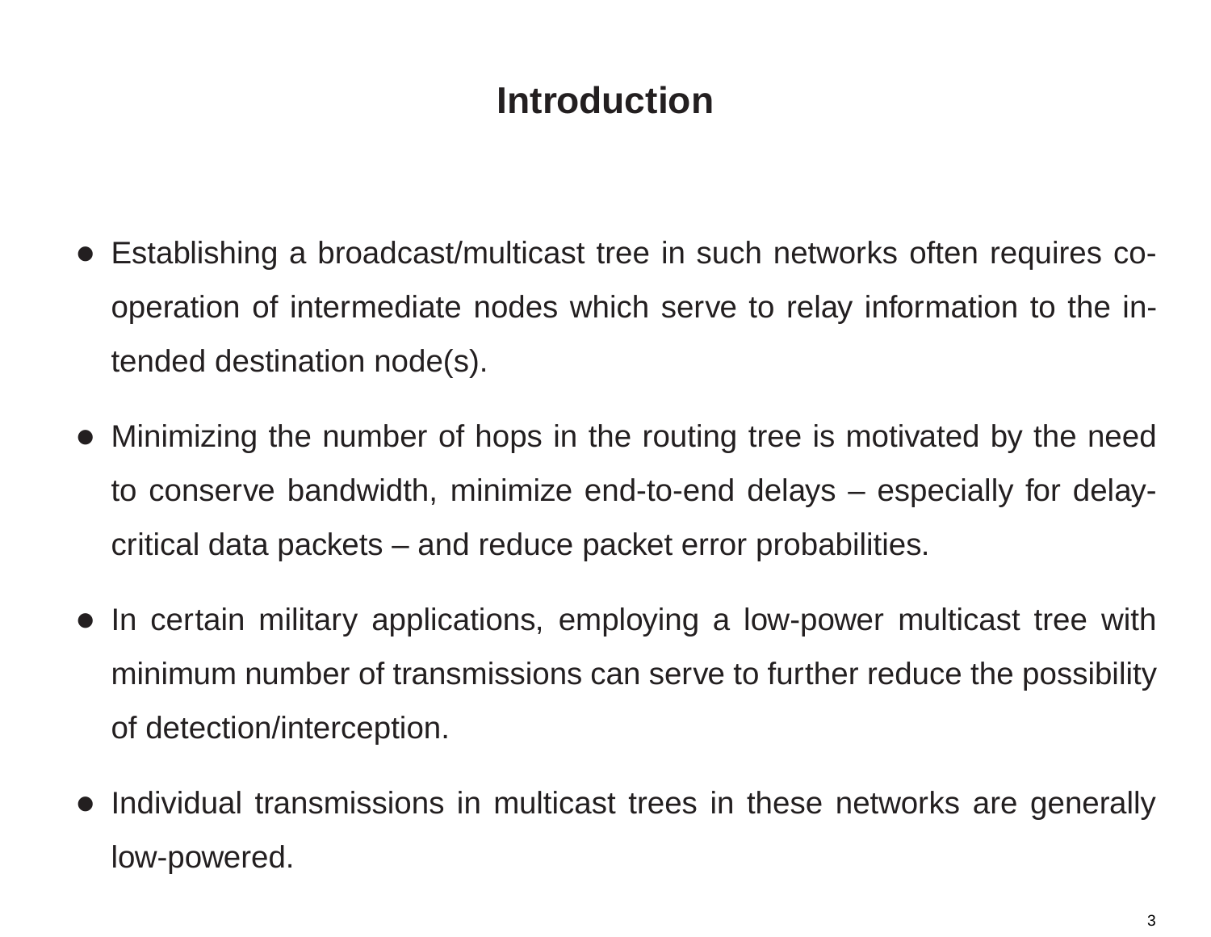# Introduction

- Establishing a broadcast/multicast tree in such networks often requires co-operation of intermediate nodes which serve to relay information to the intended destination node(s).
- Minimizing the number of hops in the routing tree is motivated by the need to conserve bandwidth, minimize end-to-end delays – especially for delay-critical data packets – and reduce packet error probabilities.
- In certain military applications, employing a low-power multicast tree with minimum number of transmissions can serve to further reduce the possibility of detection/interception.
- Individual transmissions in multicast trees in these networks are generally low-powered.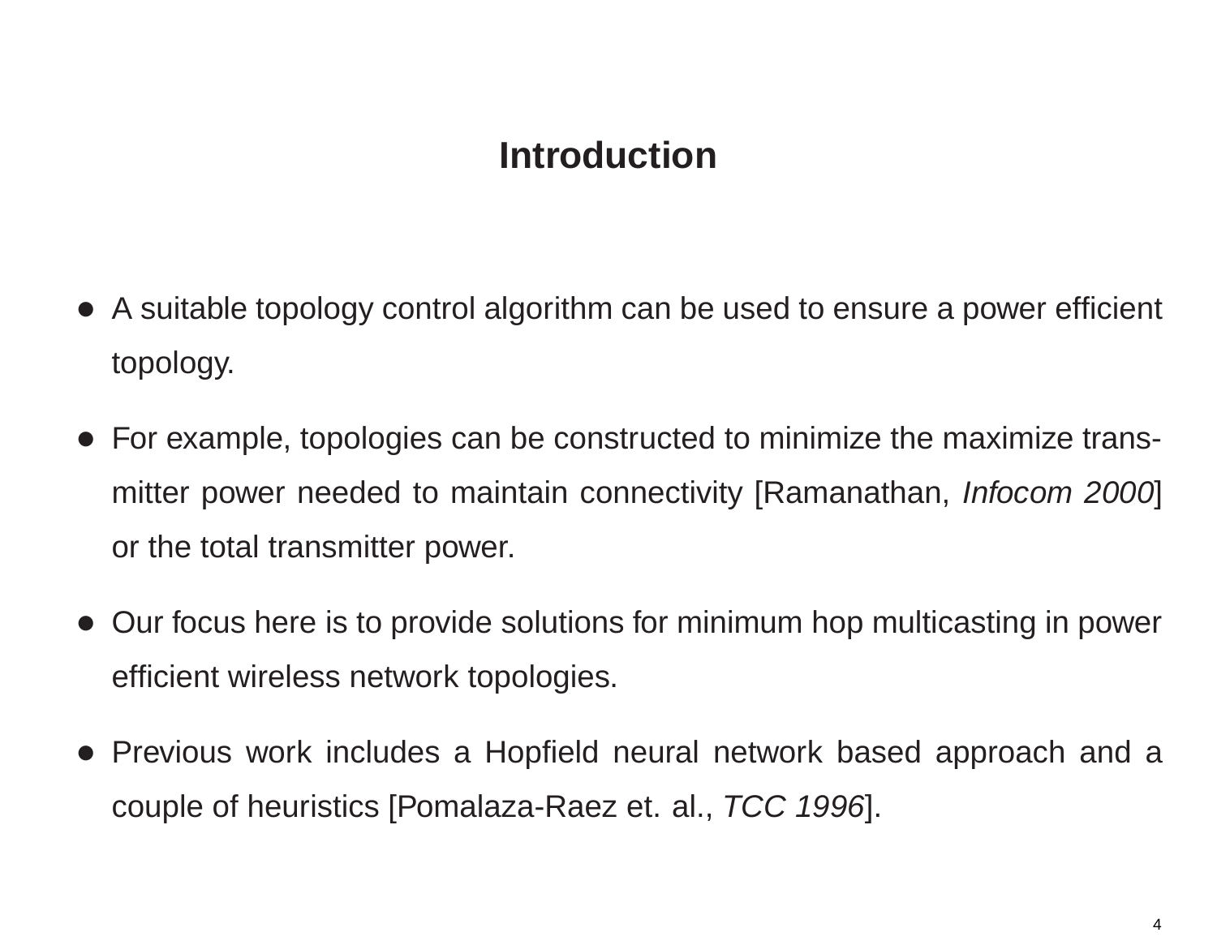# Introduction

- A suitable topology control algorithm can be used to ensure a power efficient topology.
- For example, topologies can be constructed to minimize the maximize transmitter power needed to maintain connectivity [Ramanathan, *Infocom 2000*] or the total transmitter power.
- Our focus here is to provide solutions for minimum hop multicasting in power efficient wireless network topologies.
- Previous work includes a Hopfield neural network based approach and a couple of heuristics [Pomalaza-Raez et. al., *TCC 1996*].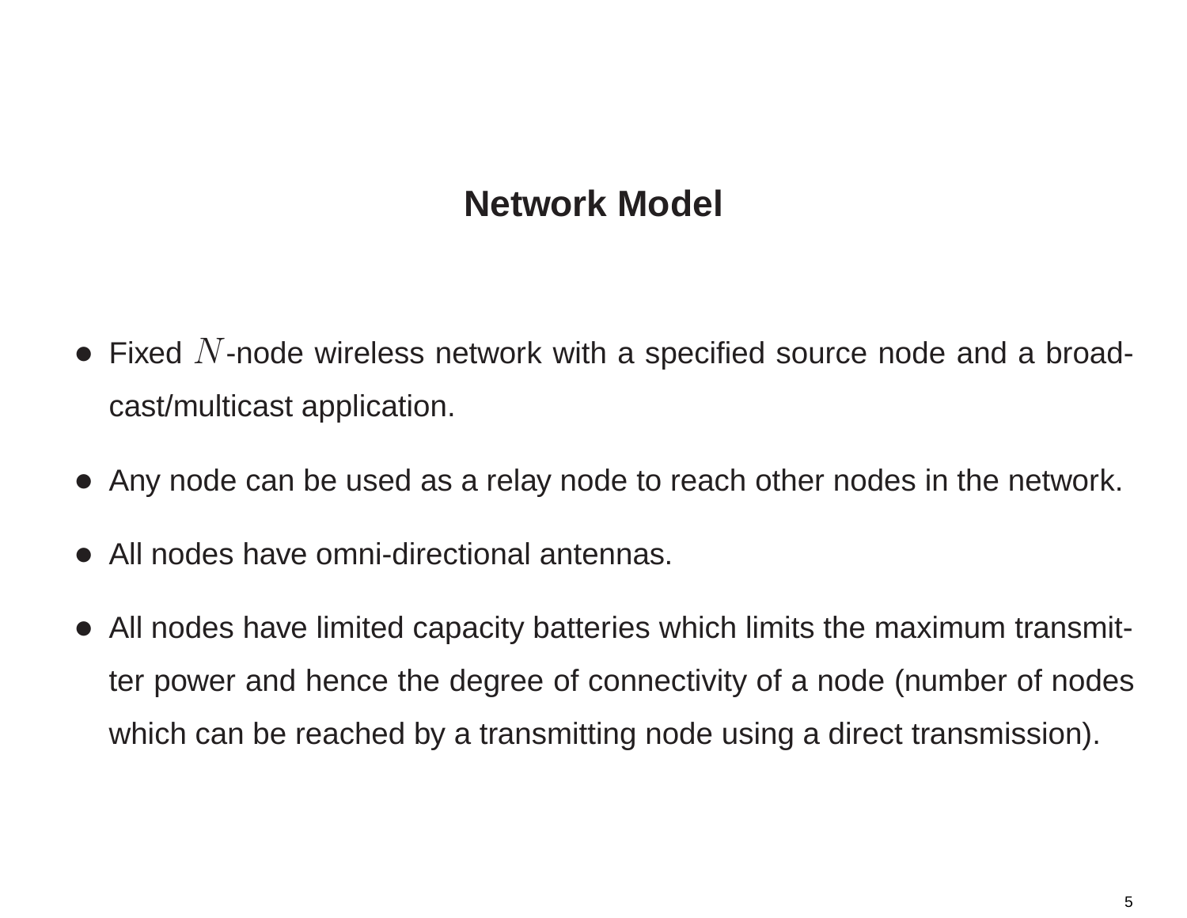# Network Model

- Fixed $N$-node wireless network with a specified source node and a broadcast/multicast application.
- Any node can be used as a relay node to reach other nodes in the network.
- All nodes have omni-directional antennas.
- All nodes have limited capacity batteries which limits the maximum transmitter power and hence the degree of connectivity of a node (number of nodes which can be reached by a transmitting node using a direct transmission).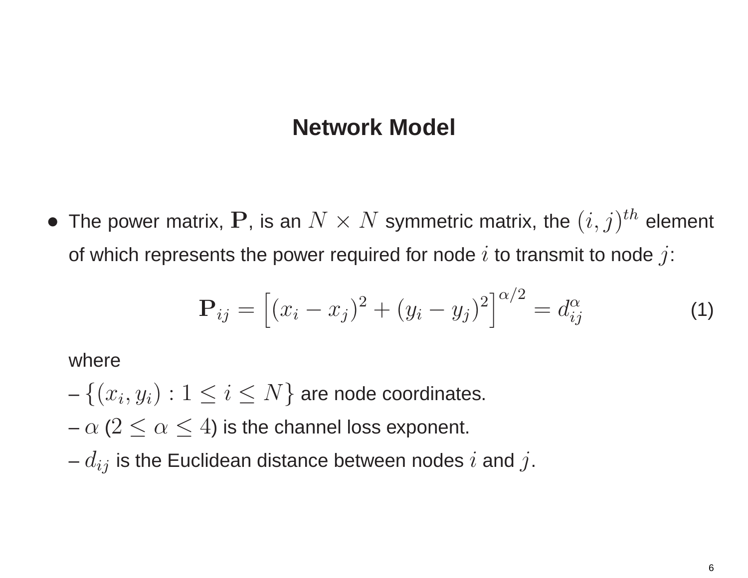## Network Model

- The power matrix, $\mathbf{P}$, is an $N \times N$ symmetric matrix, the $(i, j)^{th}$ element of which represents the power required for node $i$ to transmit to node $j$:

$$\mathbf{P}_{ij} = \left[ (x_i - x_j)^2 + (y_i - y_j)^2 \right]^{\alpha/2} = d_{ij}^{\alpha} \tag{1}$$

  where

  – $\{(x_i, y_i) : 1 \leq i \leq N\}$ are node coordinates.

  – $\alpha$ ($2 \leq \alpha \leq 4$) is the channel loss exponent.

  – $d_{ij}$ is the Euclidean distance between nodes $i$ and $j$.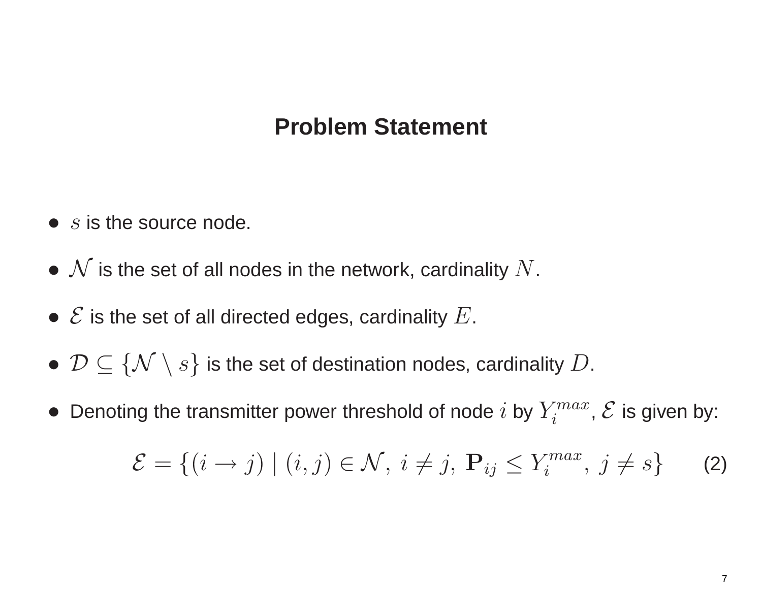## Problem Statement

- $s$ is the source node.
- $\mathcal{N}$ is the set of all nodes in the network, cardinality $N$.
- $\mathcal{E}$ is the set of all directed edges, cardinality $E$.
- $\mathcal{D} \subseteq \{\mathcal{N} \setminus s\}$ is the set of destination nodes, cardinality $D$.
- Denoting the transmitter power threshold of node $i$ by $Y_i^{max}$, $\mathcal{E}$ is given by:

$$\mathcal{E} = \{(i \to j) \mid (i, j) \in \mathcal{N},\ i \neq j,\ \mathbf{P}_{ij} \leq Y_i^{max},\ j \neq s\} \qquad (2)$$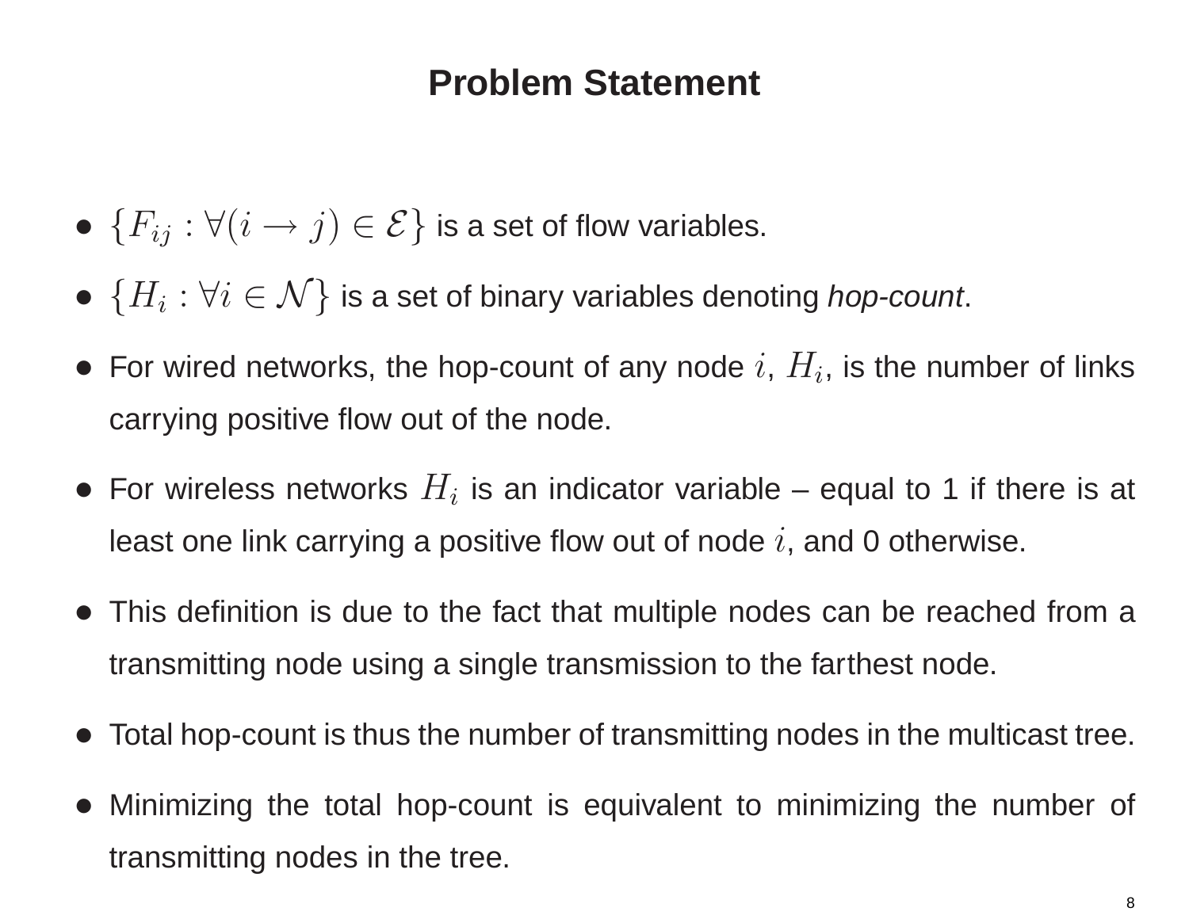# Problem Statement

- $\{F_{ij} : \forall(i \to j) \in \mathcal{E}\}$ is a set of flow variables.
- $\{H_i : \forall i \in \mathcal{N}\}$ is a set of binary variables denoting *hop-count*.
- For wired networks, the hop-count of any node $i$, $H_i$, is the number of links carrying positive flow out of the node.
- For wireless networks $H_i$ is an indicator variable – equal to 1 if there is at least one link carrying a positive flow out of node $i$, and 0 otherwise.
- This definition is due to the fact that multiple nodes can be reached from a transmitting node using a single transmission to the farthest node.
- Total hop-count is thus the number of transmitting nodes in the multicast tree.
- Minimizing the total hop-count is equivalent to minimizing the number of transmitting nodes in the tree.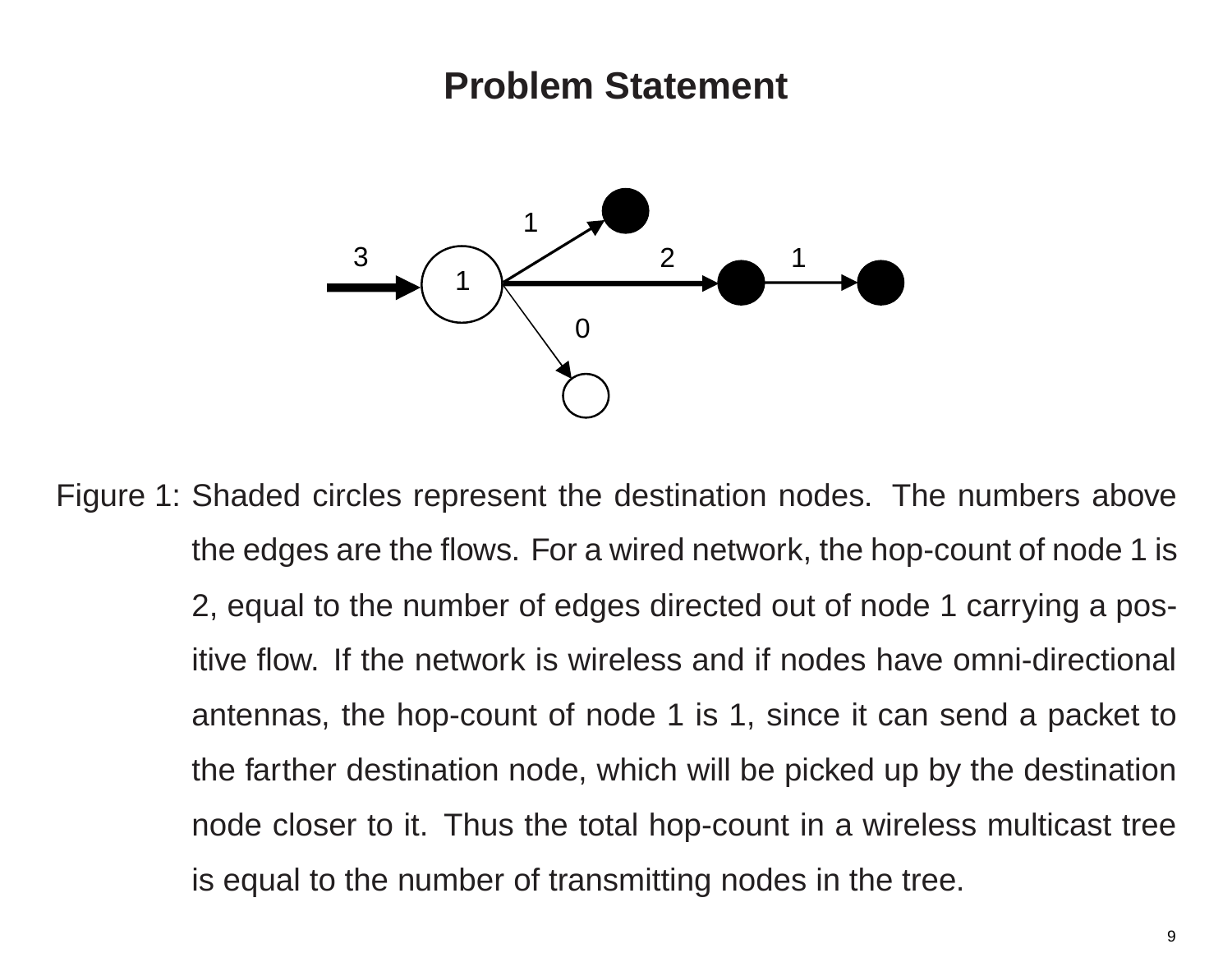# Problem Statement

Figure 1: Shaded circles represent the destination nodes. The numbers above the edges are the flows. For a wired network, the hop-count of node 1 is 2, equal to the number of edges directed out of node 1 carrying a positive flow. If the network is wireless and if nodes have omni-directional antennas, the hop-count of node 1 is 1, since it can send a packet to the farther destination node, which will be picked up by the destination node closer to it. Thus the total hop-count in a wireless multicast tree is equal to the number of transmitting nodes in the tree.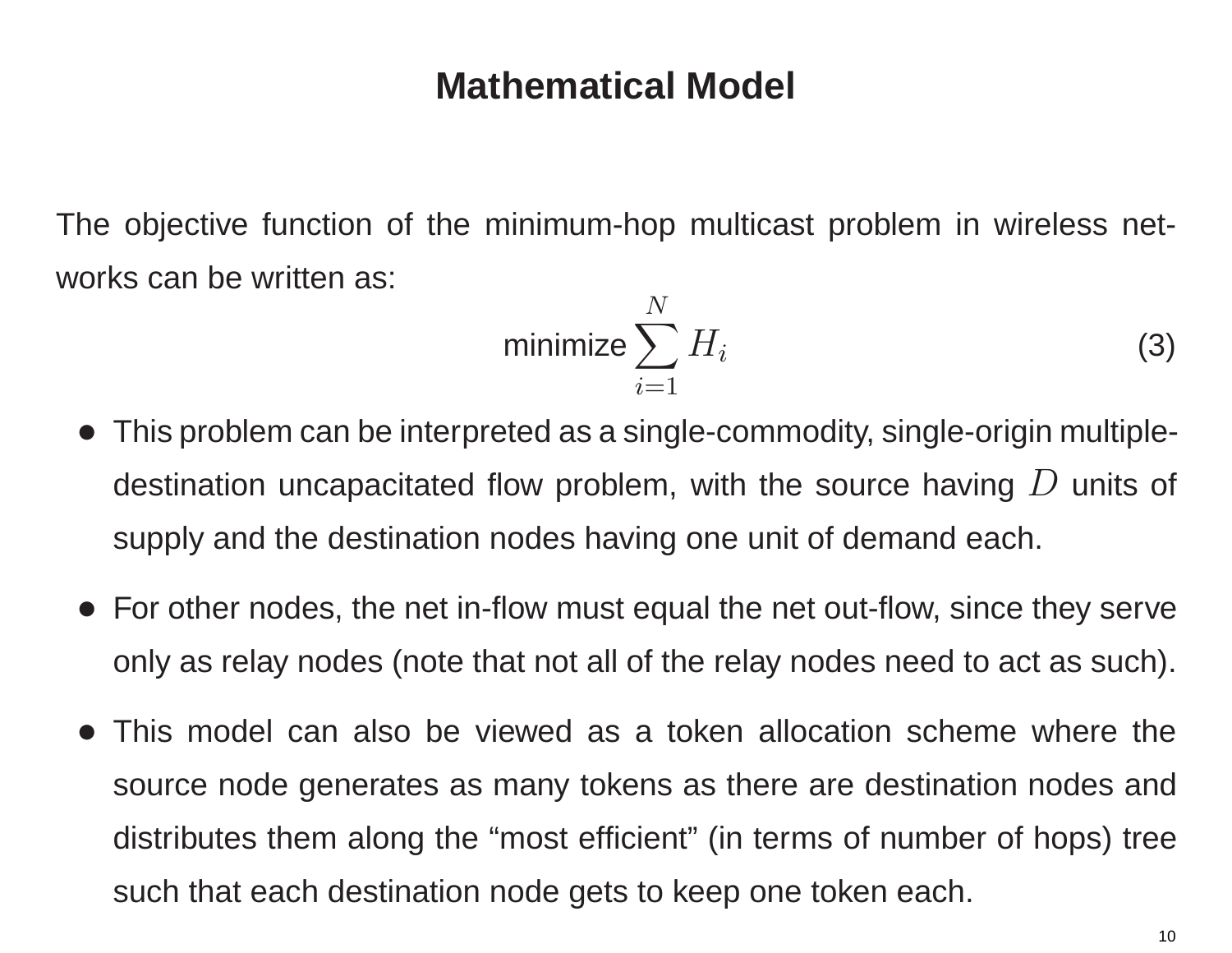# Mathematical Model

The objective function of the minimum-hop multicast problem in wireless networks can be written as:

$$\text{minimize} \sum_{i=1}^{N} H_i \tag{3}$$

- This problem can be interpreted as a single-commodity, single-origin multiple-destination uncapacitated flow problem, with the source having $D$ units of supply and the destination nodes having one unit of demand each.
- For other nodes, the net in-flow must equal the net out-flow, since they serve only as relay nodes (note that not all of the relay nodes need to act as such).
- This model can also be viewed as a token allocation scheme where the source node generates as many tokens as there are destination nodes and distributes them along the "most efficient" (in terms of number of hops) tree such that each destination node gets to keep one token each.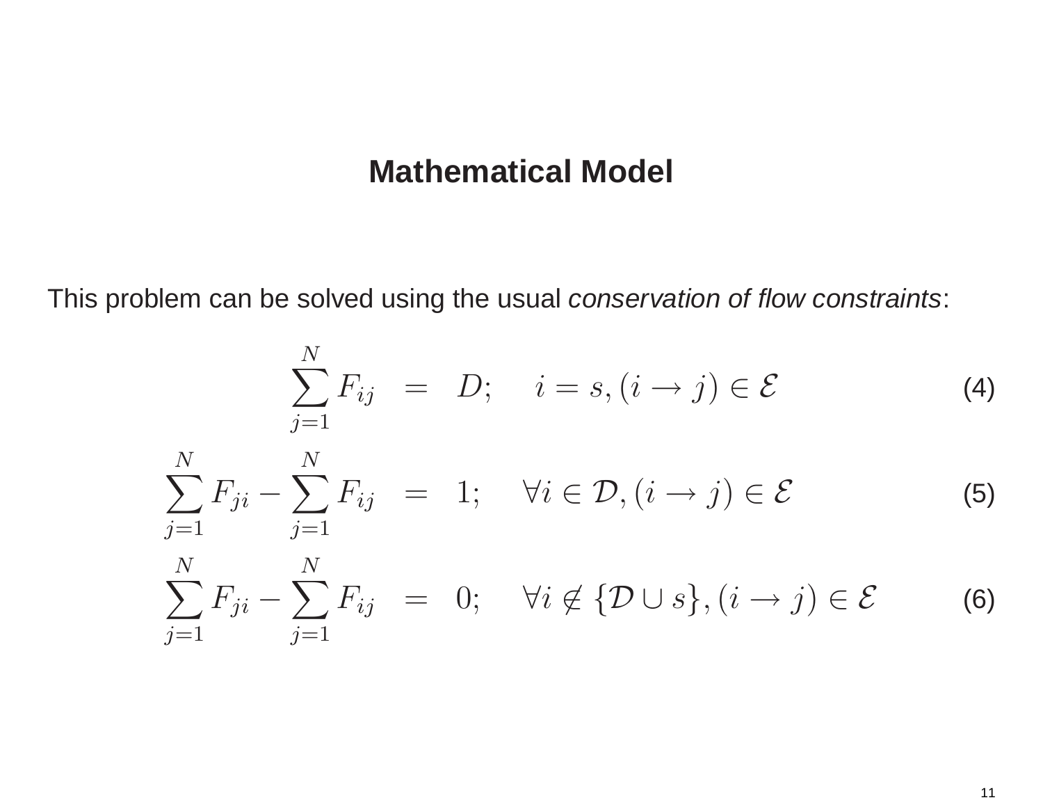# Mathematical Model

This problem can be solved using the usual *conservation of flow constraints*:

$$\sum_{j=1}^{N} F_{ij} = D; \quad i = s, (i \to j) \in \mathcal{E} \tag{4}$$

$$\sum_{j=1}^{N} F_{ji} - \sum_{j=1}^{N} F_{ij} = 1; \quad \forall i \in \mathcal{D}, (i \to j) \in \mathcal{E} \tag{5}$$

$$\sum_{j=1}^{N} F_{ji} - \sum_{j=1}^{N} F_{ij} = 0; \quad \forall i \notin \{\mathcal{D} \cup s\}, (i \to j) \in \mathcal{E} \tag{6}$$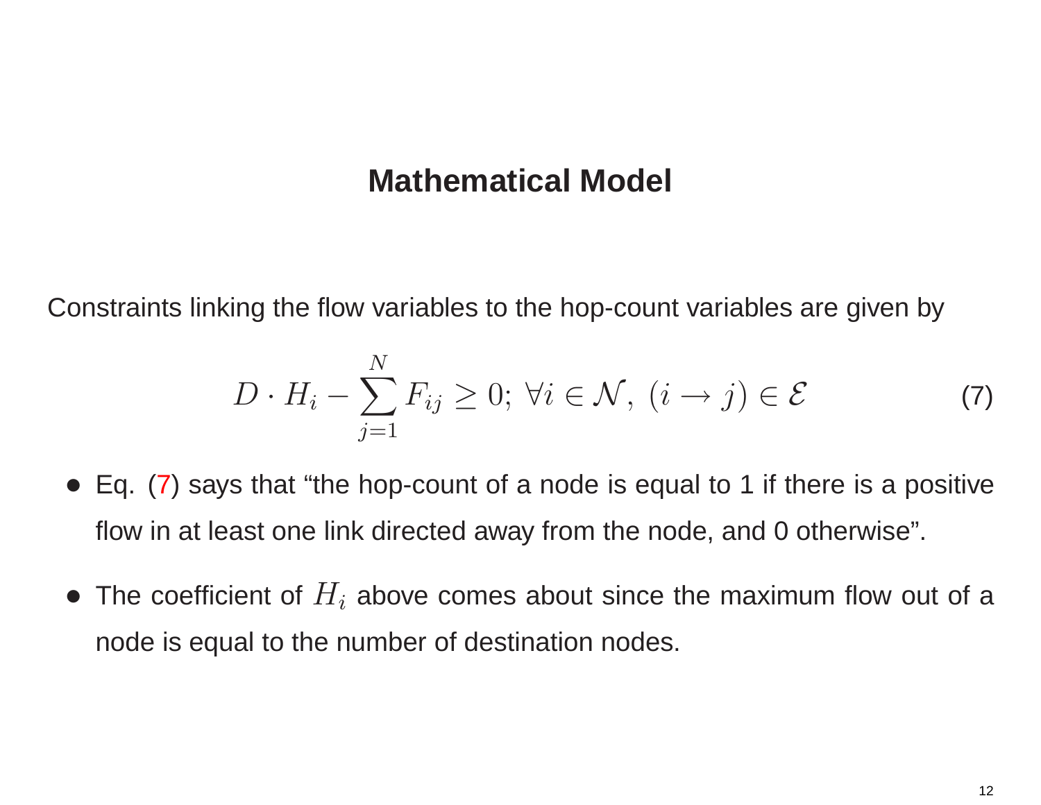# Mathematical Model

Constraints linking the flow variables to the hop-count variables are given by

$$D \cdot H_i - \sum_{j=1}^{N} F_{ij} \geq 0; \; \forall i \in \mathcal{N}, \; (i \rightarrow j) \in \mathcal{E} \tag{7}$$

- Eq. (7) says that “the hop-count of a node is equal to 1 if there is a positive flow in at least one link directed away from the node, and 0 otherwise”.
- The coefficient of $H_i$ above comes about since the maximum flow out of a node is equal to the number of destination nodes.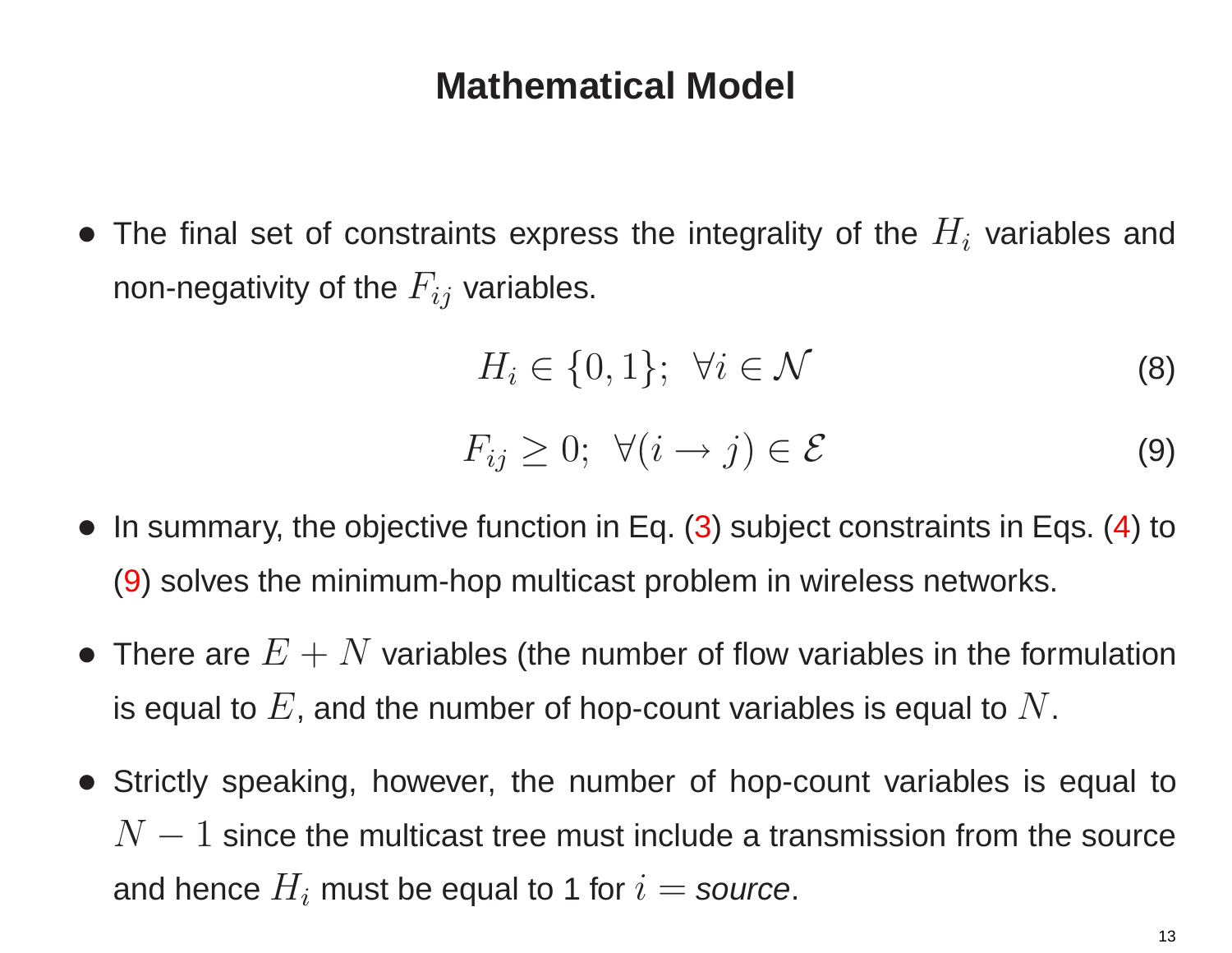# Mathematical Model

- The final set of constraints express the integrality of the $H_i$ variables and non-negativity of the $F_{ij}$ variables.

$$H_i \in \{0, 1\}; \;\; \forall i \in \mathcal{N} \tag{8}$$

$$F_{ij} \geq 0; \;\; \forall (i \rightarrow j) \in \mathcal{E} \tag{9}$$

- In summary, the objective function in Eq. (3) subject constraints in Eqs. (4) to (9) solves the minimum-hop multicast problem in wireless networks.
- There are $E + N$ variables (the number of flow variables in the formulation is equal to $E$, and the number of hop-count variables is equal to $N$.
- Strictly speaking, however, the number of hop-count variables is equal to $N - 1$ since the multicast tree must include a transmission from the source and hence $H_i$ must be equal to 1 for $i =$ *source*.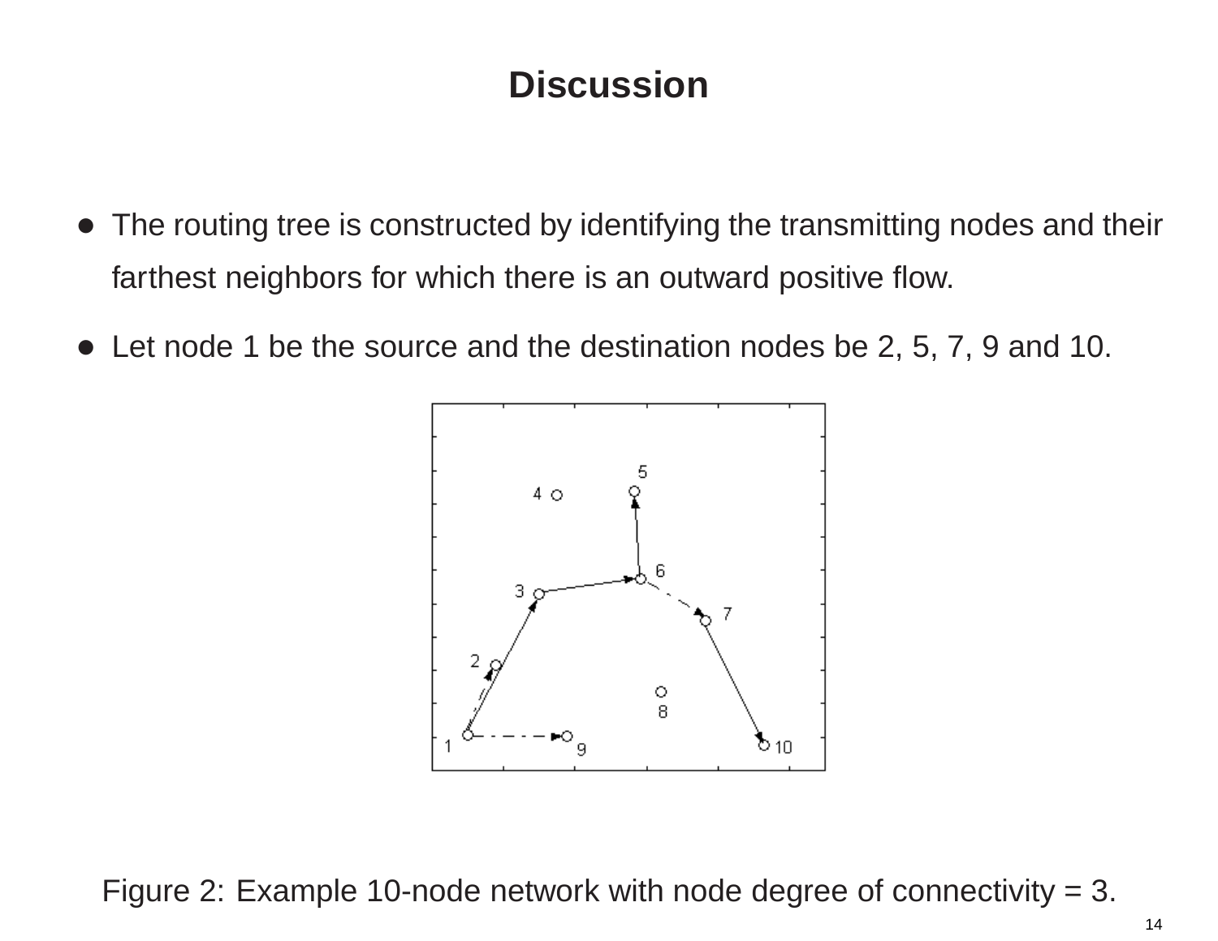# Discussion

- The routing tree is constructed by identifying the transmitting nodes and their farthest neighbors for which there is an outward positive flow.
- Let node 1 be the source and the destination nodes be 2, 5, 7, 9 and 10.

Figure 2: Example 10-node network with node degree of connectivity = 3.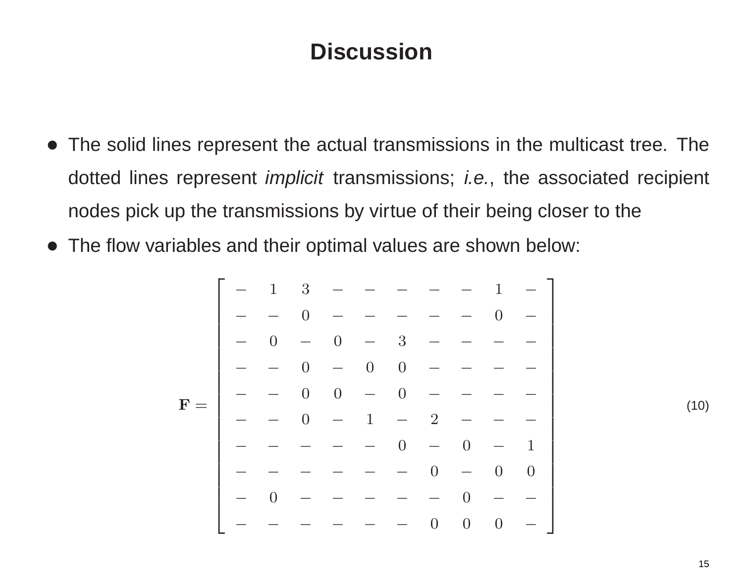# Discussion

- The solid lines represent the actual transmissions in the multicast tree. The dotted lines represent *implicit* transmissions; *i.e.*, the associated recipient nodes pick up the transmissions by virtue of their being closer to the
- The flow variables and their optimal values are shown below:

$$
\mathbf{F} = \begin{bmatrix}
- & 1 & 3 & - & - & - & - & - & 1 & - \\
- & - & 0 & - & - & - & - & - & 0 & - \\
- & 0 & - & 0 & - & 3 & - & - & - & - \\
- & - & 0 & - & 0 & 0 & - & - & - & - \\
- & - & 0 & 0 & - & 0 & - & - & - & - \\
- & - & 0 & - & 1 & - & 2 & - & - & - \\
- & - & - & - & - & 0 & - & 0 & - & 1 \\
- & - & - & - & - & - & 0 & - & 0 & 0 \\
- & 0 & - & - & - & - & - & 0 & - & - \\
- & - & - & - & - & - & 0 & 0 & 0 & -
\end{bmatrix} \tag{10}
$$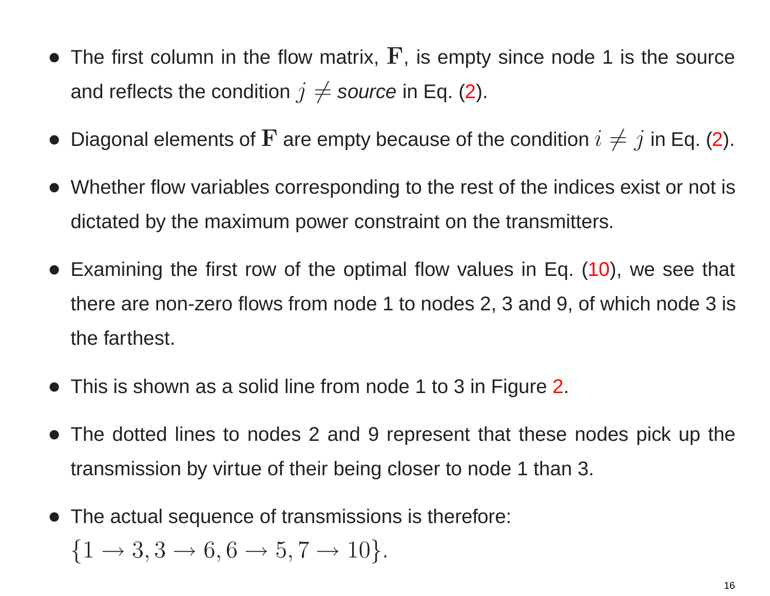- The first column in the flow matrix, $\mathbf{F}$, is empty since node 1 is the source and reflects the condition $j \neq$ *source* in Eq. (2).
- Diagonal elements of $\mathbf{F}$ are empty because of the condition $i \neq j$ in Eq. (2).
- Whether flow variables corresponding to the rest of the indices exist or not is dictated by the maximum power constraint on the transmitters.
- Examining the first row of the optimal flow values in Eq. (10), we see that there are non-zero flows from node 1 to nodes 2, 3 and 9, of which node 3 is the farthest.
- This is shown as a solid line from node 1 to 3 in Figure 2.
- The dotted lines to nodes 2 and 9 represent that these nodes pick up the transmission by virtue of their being closer to node 1 than 3.
- The actual sequence of transmissions is therefore: $\{1 \rightarrow 3, 3 \rightarrow 6, 6 \rightarrow 5, 7 \rightarrow 10\}$.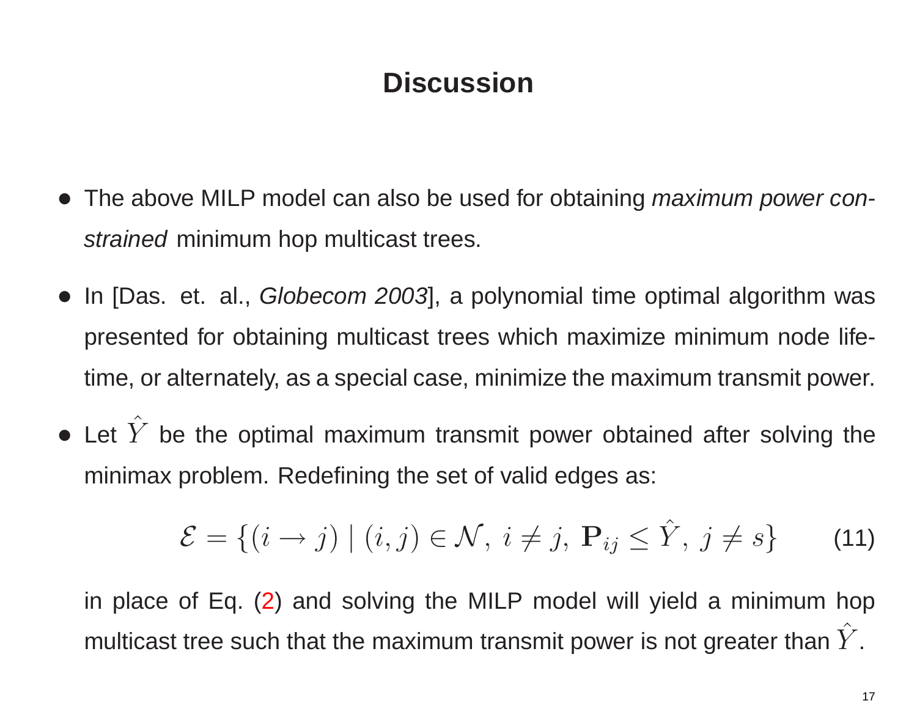# Discussion

- The above MILP model can also be used for obtaining *maximum power constrained* minimum hop multicast trees.
- In [Das. et. al., *Globecom 2003*], a polynomial time optimal algorithm was presented for obtaining multicast trees which maximize minimum node lifetime, or alternately, as a special case, minimize the maximum transmit power.
- Let $\hat{Y}$ be the optimal maximum transmit power obtained after solving the minimax problem. Redefining the set of valid edges as:

$$\mathcal{E} = \{(i \rightarrow j) \mid (i,j) \in \mathcal{N},\ i \neq j,\ \mathbf{P}_{ij} \leq \hat{Y},\ j \neq s\} \qquad (11)$$

  in place of Eq. (2) and solving the MILP model will yield a minimum hop multicast tree such that the maximum transmit power is not greater than $\hat{Y}$.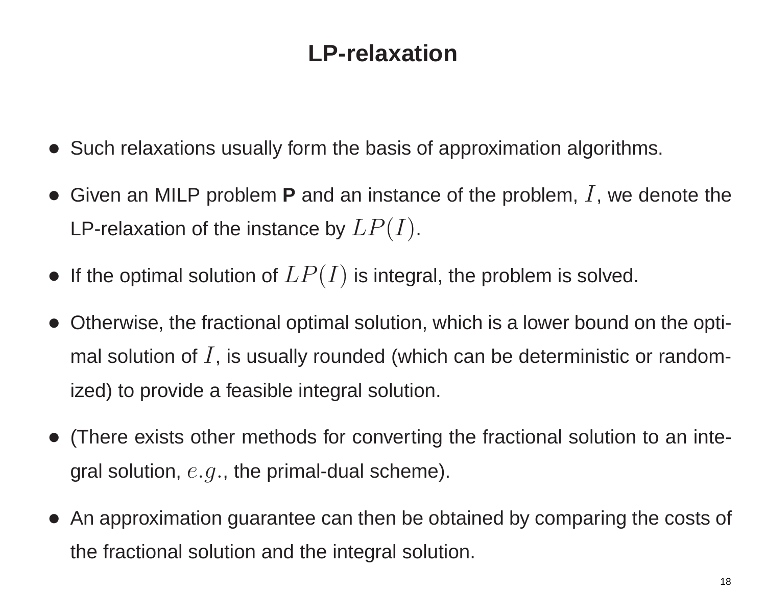# LP-relaxation

- Such relaxations usually form the basis of approximation algorithms.
- Given an MILP problem **P** and an instance of the problem, $I$, we denote the LP-relaxation of the instance by $LP(I)$.
- If the optimal solution of $LP(I)$ is integral, the problem is solved.
- Otherwise, the fractional optimal solution, which is a lower bound on the optimal solution of $I$, is usually rounded (which can be deterministic or randomized) to provide a feasible integral solution.
- (There exists other methods for converting the fractional solution to an integral solution, $e.g.$, the primal-dual scheme).
- An approximation guarantee can then be obtained by comparing the costs of the fractional solution and the integral solution.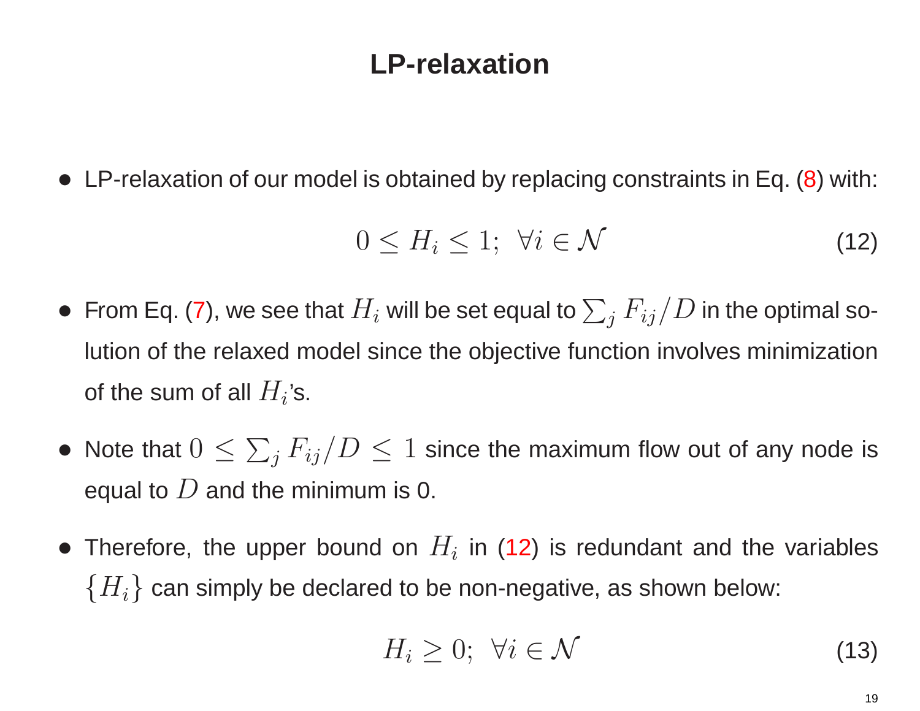# LP-relaxation

- LP-relaxation of our model is obtained by replacing constraints in Eq. (8) with:

$$0 \leq H_i \leq 1; \;\; \forall i \in \mathcal{N} \tag{12}$$

- From Eq. (7), we see that $H_i$ will be set equal to $\sum_j F_{ij}/D$ in the optimal solution of the relaxed model since the objective function involves minimization of the sum of all $H_i$'s.

- Note that $0 \leq \sum_j F_{ij}/D \leq 1$ since the maximum flow out of any node is equal to $D$ and the minimum is 0.

- Therefore, the upper bound on $H_i$ in (12) is redundant and the variables $\{H_i\}$ can simply be declared to be non-negative, as shown below:

$$H_i \geq 0; \;\; \forall i \in \mathcal{N} \tag{13}$$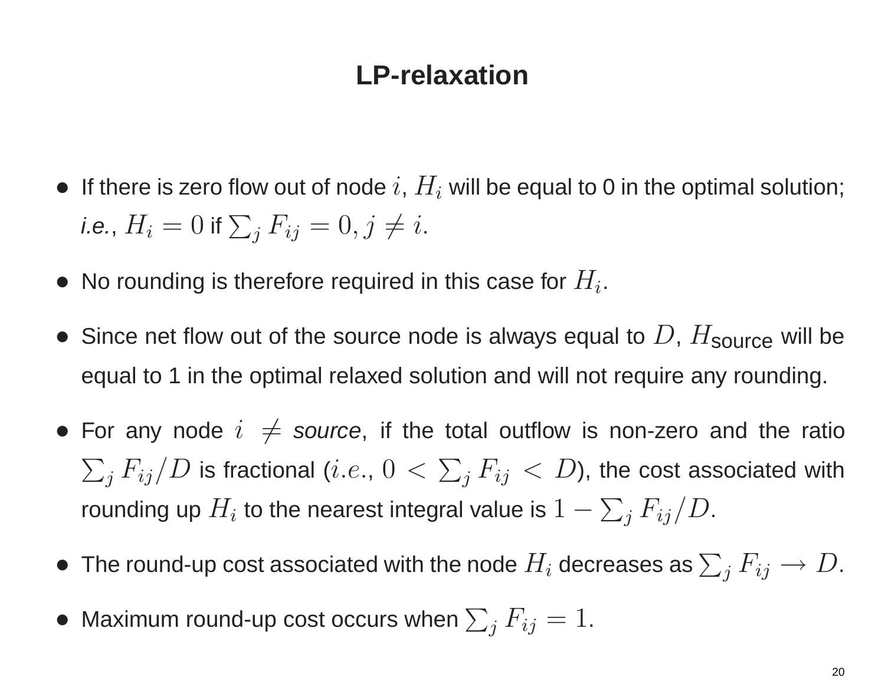# LP-relaxation

- If there is zero flow out of node $i$, $H_i$ will be equal to 0 in the optimal solution; *i.e.*, $H_i = 0$ if $\sum_j F_{ij} = 0, j \neq i$.
- No rounding is therefore required in this case for $H_i$.
- Since net flow out of the source node is always equal to $D$, $H_{\text{source}}$ will be equal to 1 in the optimal relaxed solution and will not require any rounding.
- For any node $i \neq$ *source*, if the total outflow is non-zero and the ratio $\sum_j F_{ij}/D$ is fractional ($i.e.$, $0 < \sum_j F_{ij} < D$), the cost associated with rounding up $H_i$ to the nearest integral value is $1 - \sum_j F_{ij}/D$.
- The round-up cost associated with the node $H_i$ decreases as $\sum_j F_{ij} \to D$.
- Maximum round-up cost occurs when $\sum_j F_{ij} = 1$.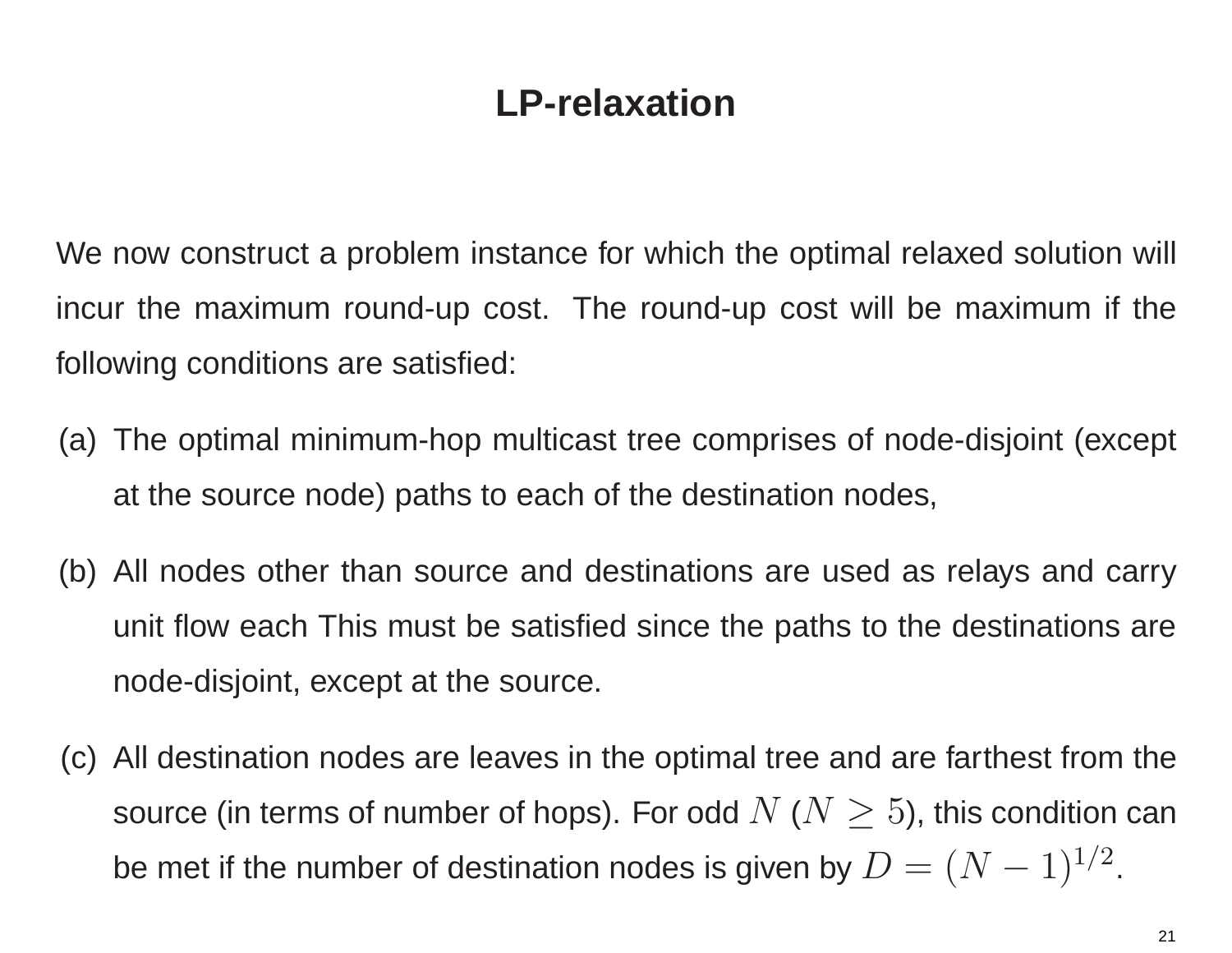# LP-relaxation

We now construct a problem instance for which the optimal relaxed solution will incur the maximum round-up cost. The round-up cost will be maximum if the following conditions are satisfied:

(a) The optimal minimum-hop multicast tree comprises of node-disjoint (except at the source node) paths to each of the destination nodes,

(b) All nodes other than source and destinations are used as relays and carry unit flow each This must be satisfied since the paths to the destinations are node-disjoint, except at the source.

(c) All destination nodes are leaves in the optimal tree and are farthest from the source (in terms of number of hops). For odd $N$ ($N \geq 5$), this condition can be met if the number of destination nodes is given by $D = (N-1)^{1/2}$.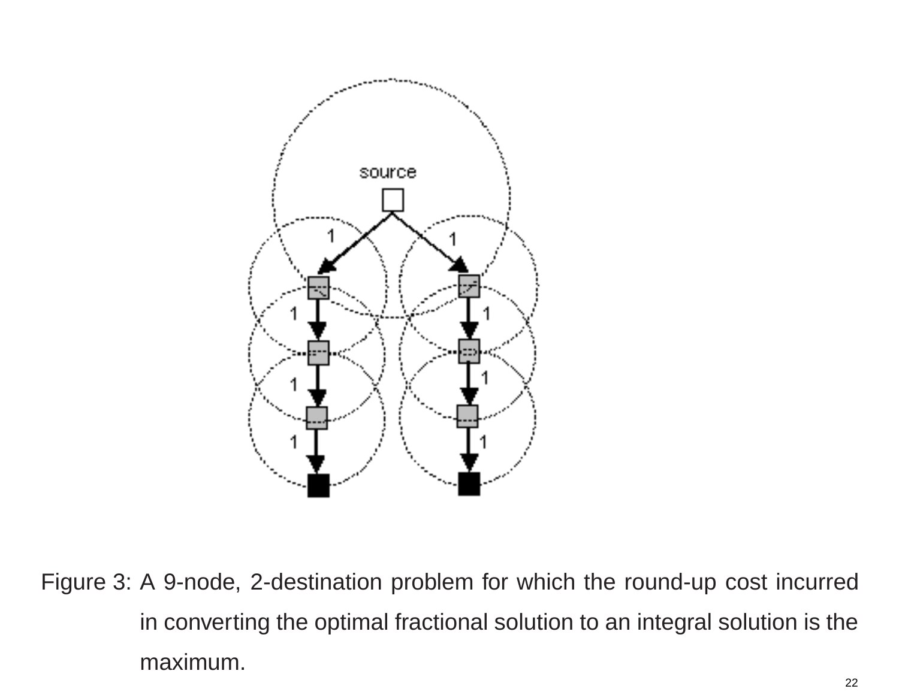Figure 3: A 9-node, 2-destination problem for which the round-up cost incurred in converting the optimal fractional solution to an integral solution is the maximum.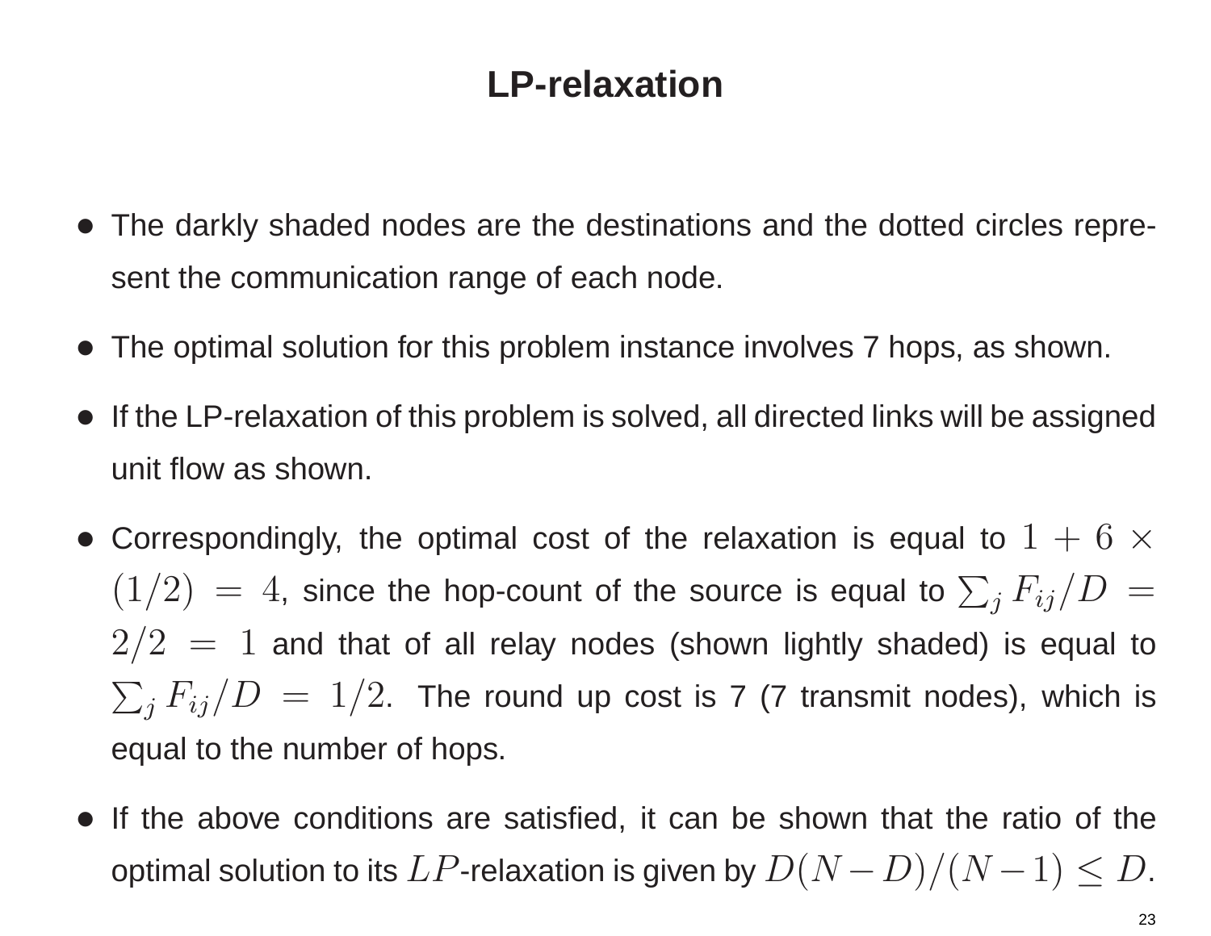# LP-relaxation

- The darkly shaded nodes are the destinations and the dotted circles represent the communication range of each node.
- The optimal solution for this problem instance involves 7 hops, as shown.
- If the LP-relaxation of this problem is solved, all directed links will be assigned unit flow as shown.
- Correspondingly, the optimal cost of the relaxation is equal to $1 + 6 \times (1/2) = 4$, since the hop-count of the source is equal to $\sum_j F_{ij}/D = 2/2 = 1$ and that of all relay nodes (shown lightly shaded) is equal to $\sum_j F_{ij}/D = 1/2$. The round up cost is 7 (7 transmit nodes), which is equal to the number of hops.
- If the above conditions are satisfied, it can be shown that the ratio of the optimal solution to its $LP$-relaxation is given by $D(N-D)/(N-1) \leq D$.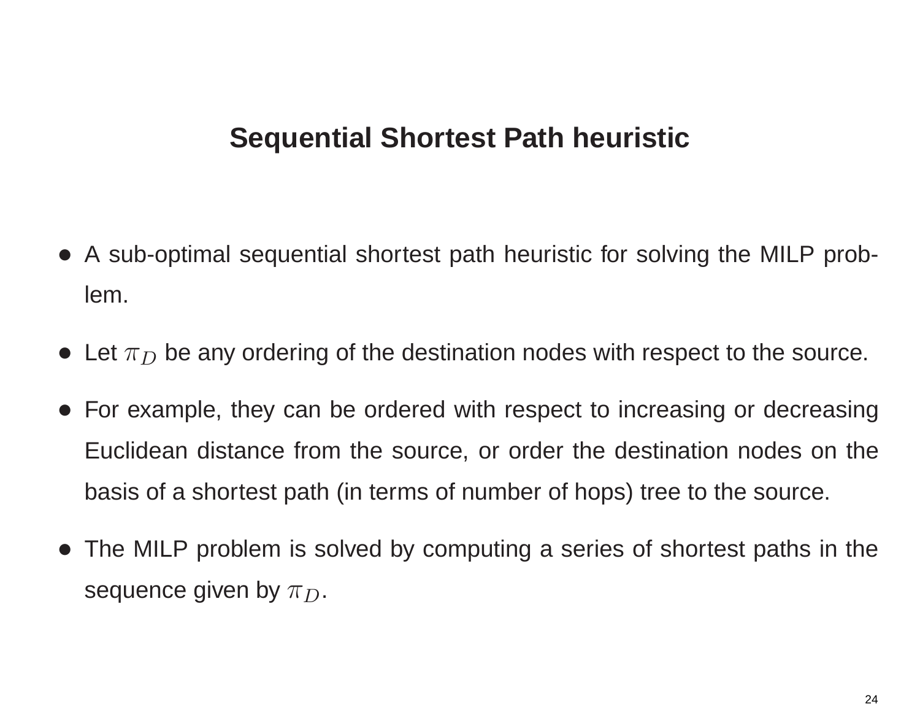# Sequential Shortest Path heuristic

- A sub-optimal sequential shortest path heuristic for solving the MILP problem.
- Let $\pi_D$ be any ordering of the destination nodes with respect to the source.
- For example, they can be ordered with respect to increasing or decreasing Euclidean distance from the source, or order the destination nodes on the basis of a shortest path (in terms of number of hops) tree to the source.
- The MILP problem is solved by computing a series of shortest paths in the sequence given by $\pi_D$.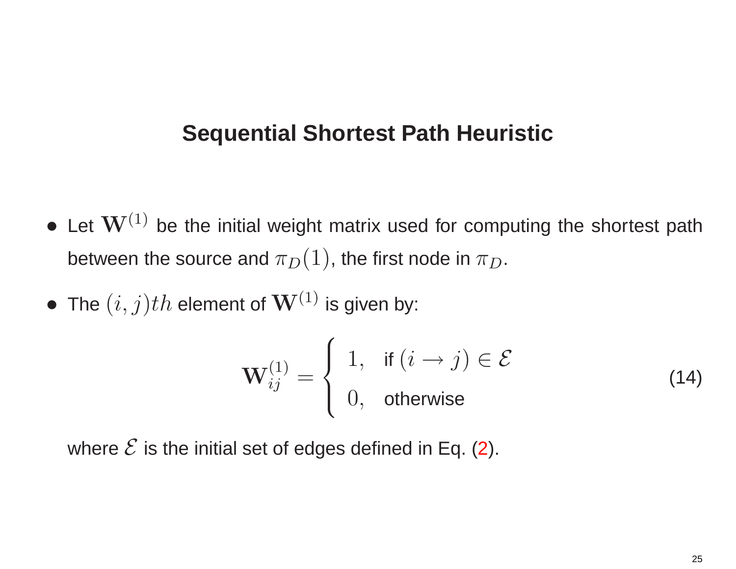# Sequential Shortest Path Heuristic

- Let $\mathbf{W}^{(1)}$ be the initial weight matrix used for computing the shortest path between the source and $\pi_D(1)$, the first node in $\pi_D$.
- The $(i, j)th$ element of $\mathbf{W}^{(1)}$ is given by:

$$\mathbf{W}_{ij}^{(1)} = \begin{cases} 1, & \text{if } (i \rightarrow j) \in \mathcal{E} \\ 0, & \text{otherwise} \end{cases} \tag{14}$$

where $\mathcal{E}$ is the initial set of edges defined in Eq. (2).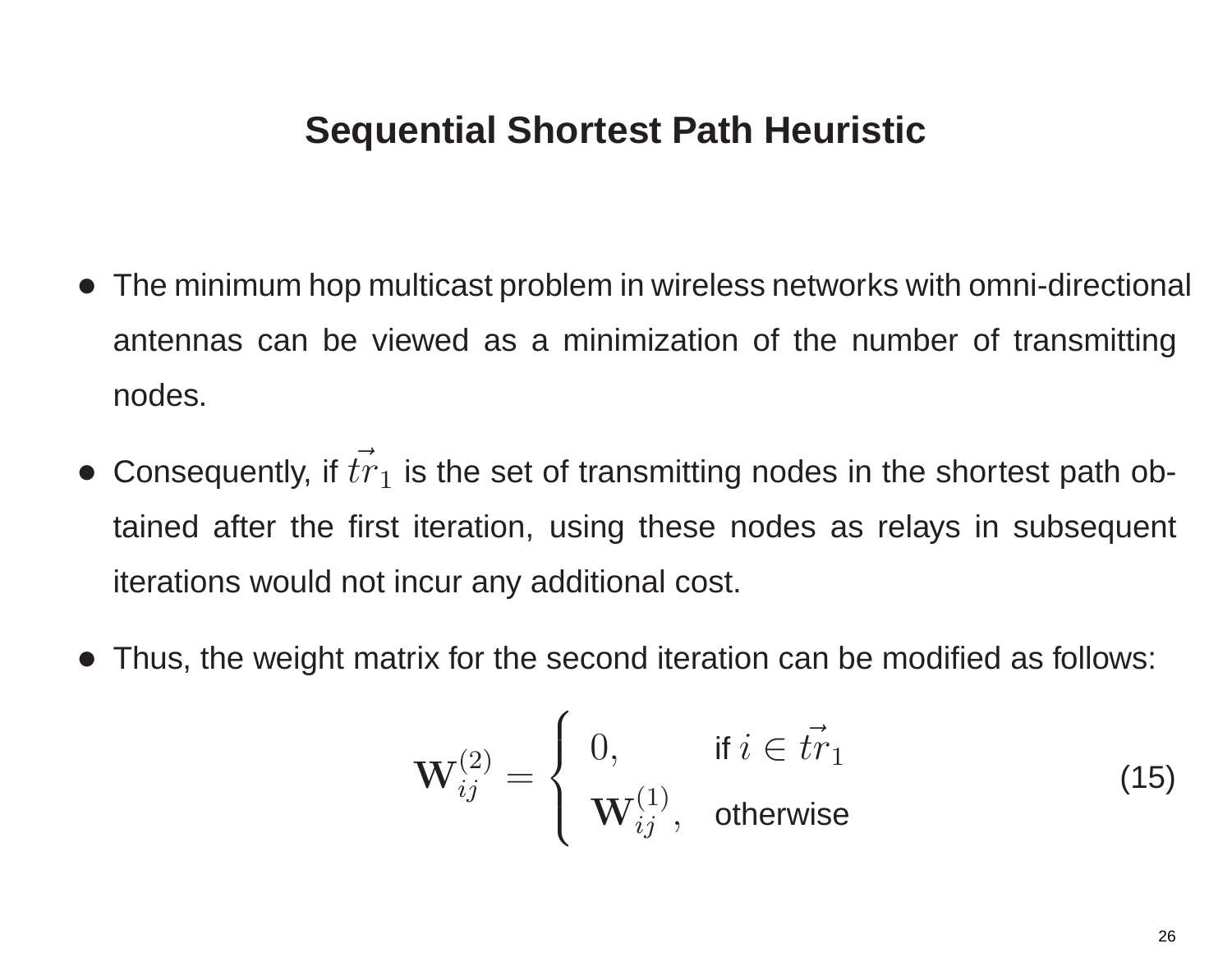# Sequential Shortest Path Heuristic

- The minimum hop multicast problem in wireless networks with omni-directional antennas can be viewed as a minimization of the number of transmitting nodes.
- Consequently, if $\vec{tr}_1$ is the set of transmitting nodes in the shortest path obtained after the first iteration, using these nodes as relays in subsequent iterations would not incur any additional cost.
- Thus, the weight matrix for the second iteration can be modified as follows:

$$\mathbf{W}_{ij}^{(2)} = \begin{cases} 0, & \text{if } i \in \vec{tr}_1 \\ \mathbf{W}_{ij}^{(1)}, & \text{otherwise} \end{cases} \tag{15}$$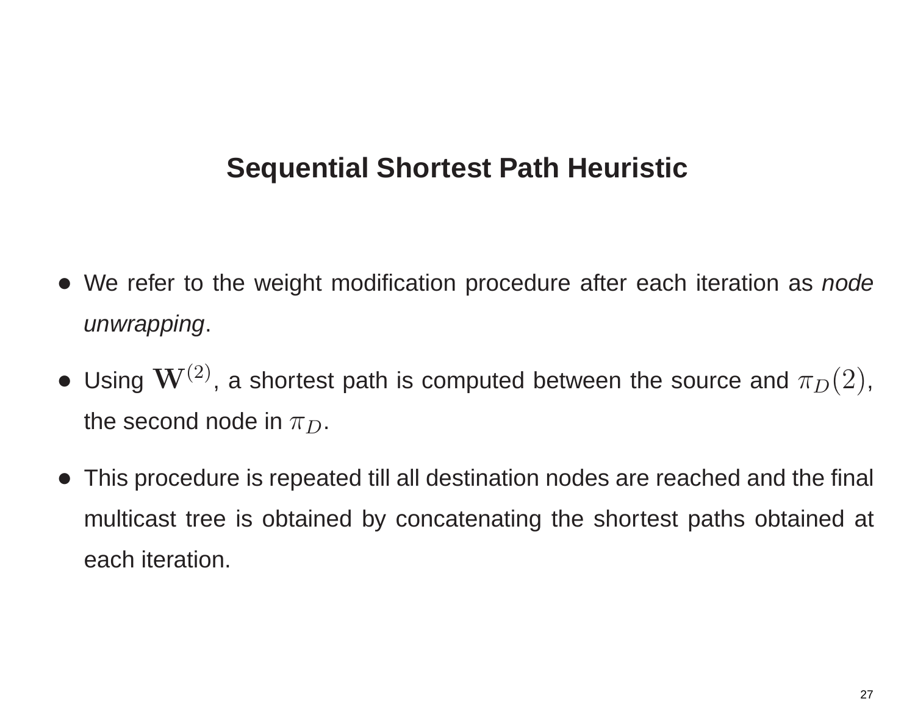# Sequential Shortest Path Heuristic

- We refer to the weight modification procedure after each iteration as *node unwrapping*.
- Using $\mathbf{W}^{(2)}$, a shortest path is computed between the source and $\pi_D(2)$, the second node in $\pi_D$.
- This procedure is repeated till all destination nodes are reached and the final multicast tree is obtained by concatenating the shortest paths obtained at each iteration.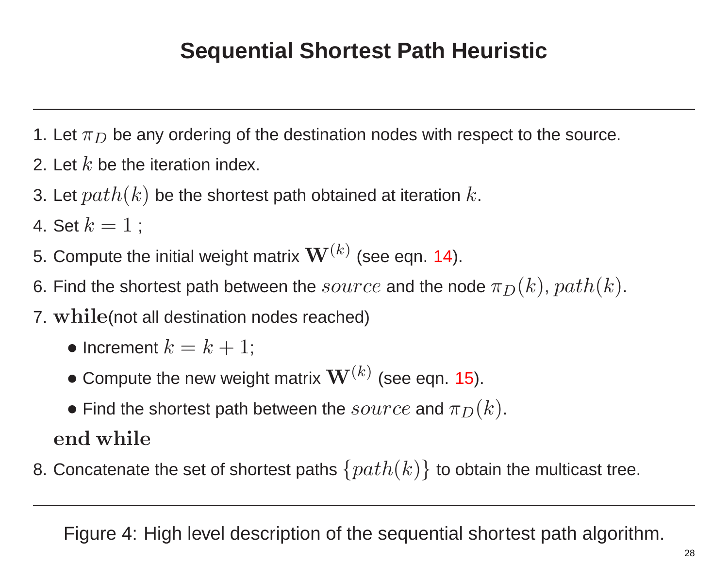# Sequential Shortest Path Heuristic

---

1. Let $\pi_D$ be any ordering of the destination nodes with respect to the source.
2. Let $k$ be the iteration index.
3. Let $path(k)$ be the shortest path obtained at iteration $k$.
4. Set $k = 1$ ;
5. Compute the initial weight matrix $\mathbf{W}^{(k)}$ (see eqn. 14).
6. Find the shortest path between the $source$ and the node $\pi_D(k)$, $path(k)$.
7. **while**(not all destination nodes reached)
   - Increment $k = k + 1$;
   - Compute the new weight matrix $\mathbf{W}^{(k)}$ (see eqn. 15).
   - Find the shortest path between the $source$ and $\pi_D(k)$.

   **end while**
8. Concatenate the set of shortest paths $\{path(k)\}$ to obtain the multicast tree.

---

Figure 4: High level description of the sequential shortest path algorithm.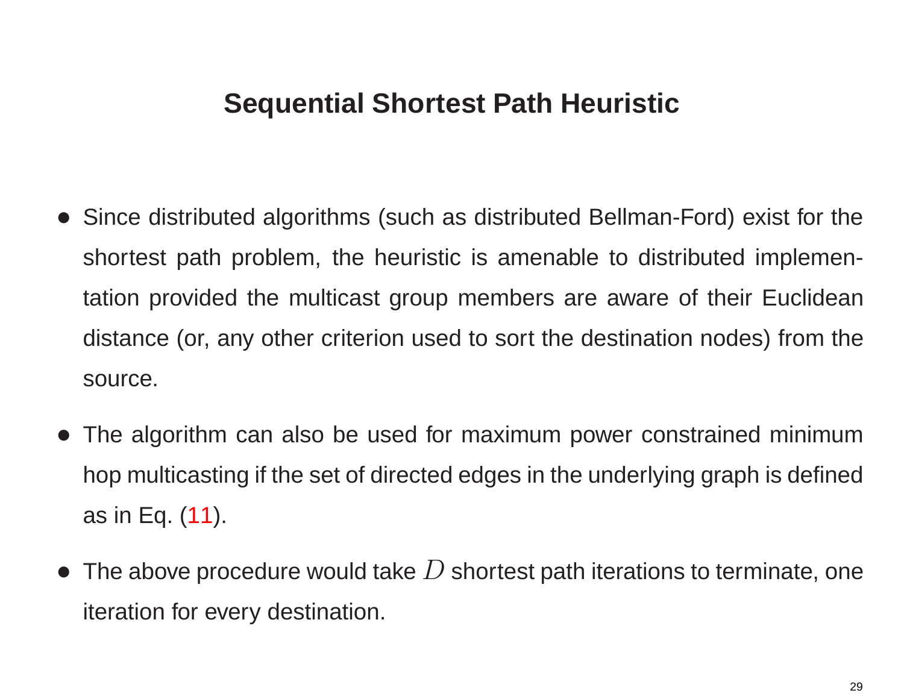# Sequential Shortest Path Heuristic

- Since distributed algorithms (such as distributed Bellman-Ford) exist for the shortest path problem, the heuristic is amenable to distributed implementation provided the multicast group members are aware of their Euclidean distance (or, any other criterion used to sort the destination nodes) from the source.
- The algorithm can also be used for maximum power constrained minimum hop multicasting if the set of directed edges in the underlying graph is defined as in Eq. (11).
- The above procedure would take $D$ shortest path iterations to terminate, one iteration for every destination.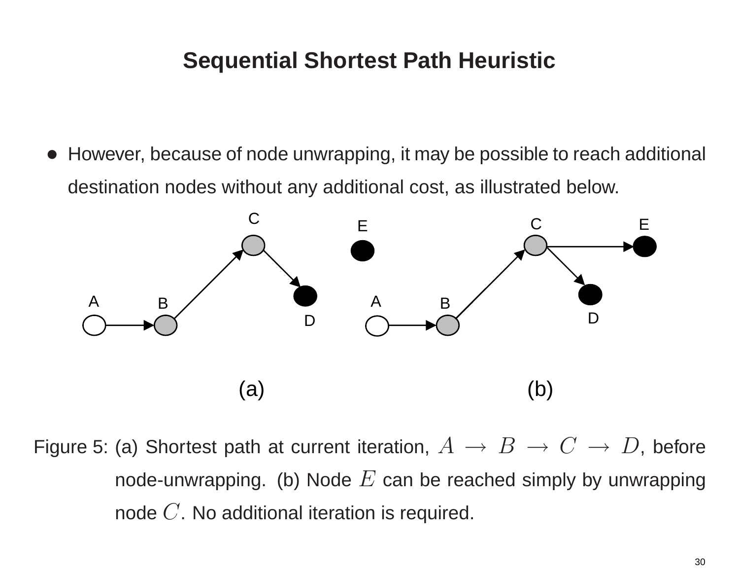# Sequential Shortest Path Heuristic

- However, because of node unwrapping, it may be possible to reach additional destination nodes without any additional cost, as illustrated below.

Figure 5: (a) Shortest path at current iteration, $A \rightarrow B \rightarrow C \rightarrow D$, before node-unwrapping. (b) Node $E$ can be reached simply by unwrapping node $C$. No additional iteration is required.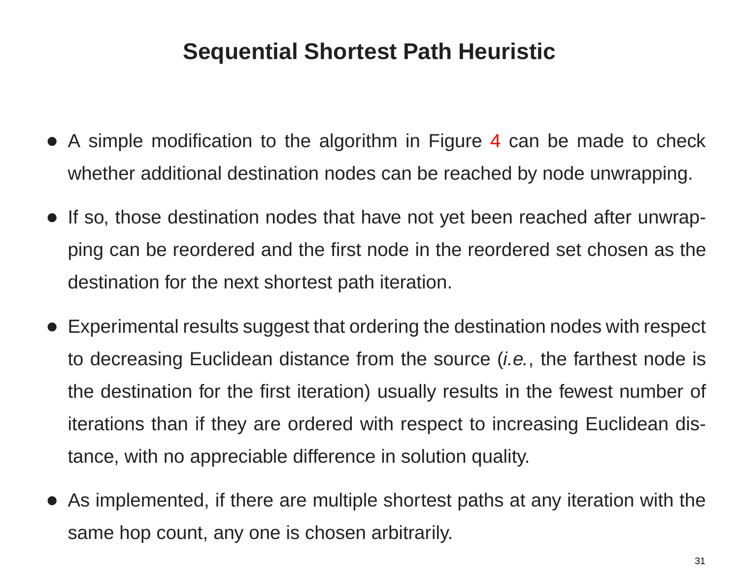# Sequential Shortest Path Heuristic

- A simple modification to the algorithm in Figure 4 can be made to check whether additional destination nodes can be reached by node unwrapping.
- If so, those destination nodes that have not yet been reached after unwrapping can be reordered and the first node in the reordered set chosen as the destination for the next shortest path iteration.
- Experimental results suggest that ordering the destination nodes with respect to decreasing Euclidean distance from the source (*i.e.*, the farthest node is the destination for the first iteration) usually results in the fewest number of iterations than if they are ordered with respect to increasing Euclidean distance, with no appreciable difference in solution quality.
- As implemented, if there are multiple shortest paths at any iteration with the same hop count, any one is chosen arbitrarily.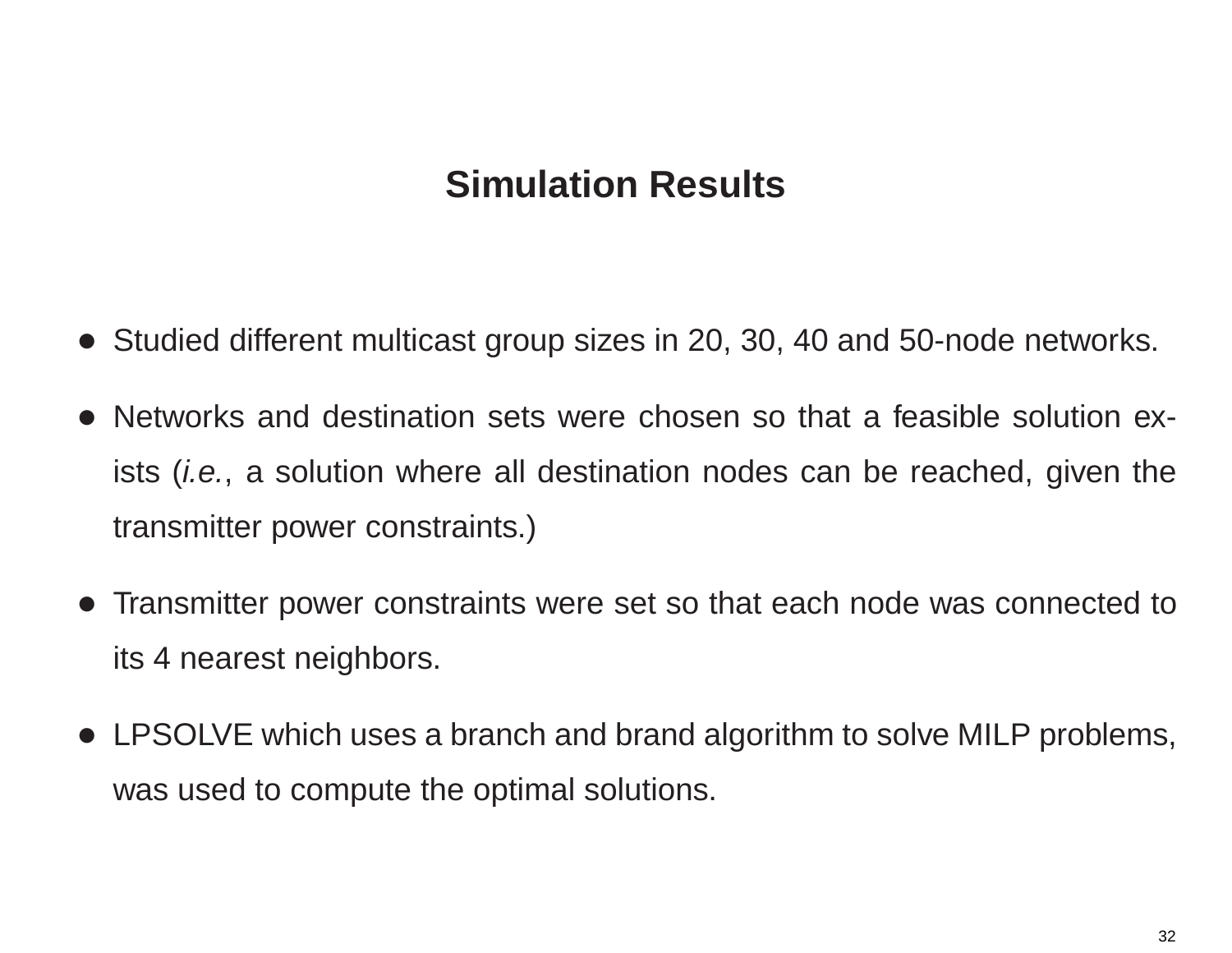# Simulation Results

- Studied different multicast group sizes in 20, 30, 40 and 50-node networks.
- Networks and destination sets were chosen so that a feasible solution exists (*i.e.*, a solution where all destination nodes can be reached, given the transmitter power constraints.)
- Transmitter power constraints were set so that each node was connected to its 4 nearest neighbors.
- LPSOLVE which uses a branch and brand algorithm to solve MILP problems, was used to compute the optimal solutions.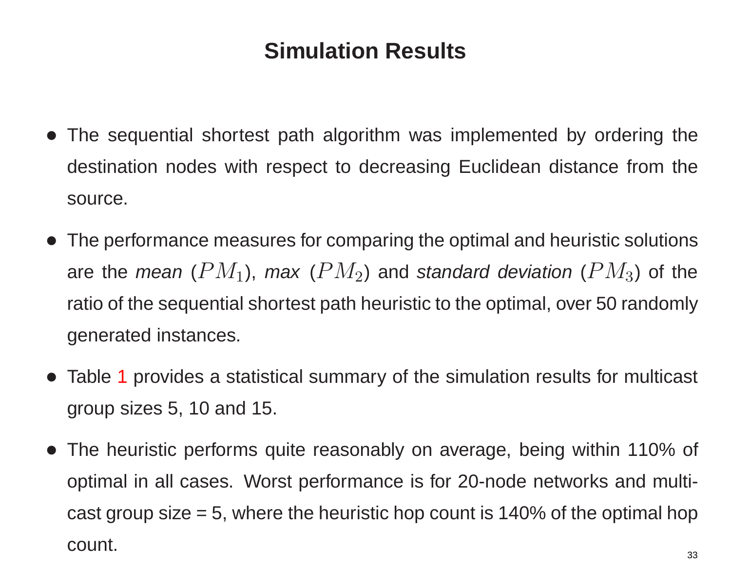# Simulation Results

- The sequential shortest path algorithm was implemented by ordering the destination nodes with respect to decreasing Euclidean distance from the source.
- The performance measures for comparing the optimal and heuristic solutions are the *mean* ($PM_1$), *max* ($PM_2$) and *standard deviation* ($PM_3$) of the ratio of the sequential shortest path heuristic to the optimal, over 50 randomly generated instances.
- Table 1 provides a statistical summary of the simulation results for multicast group sizes 5, 10 and 15.
- The heuristic performs quite reasonably on average, being within 110% of optimal in all cases. Worst performance is for 20-node networks and multicast group size = 5, where the heuristic hop count is 140% of the optimal hop count.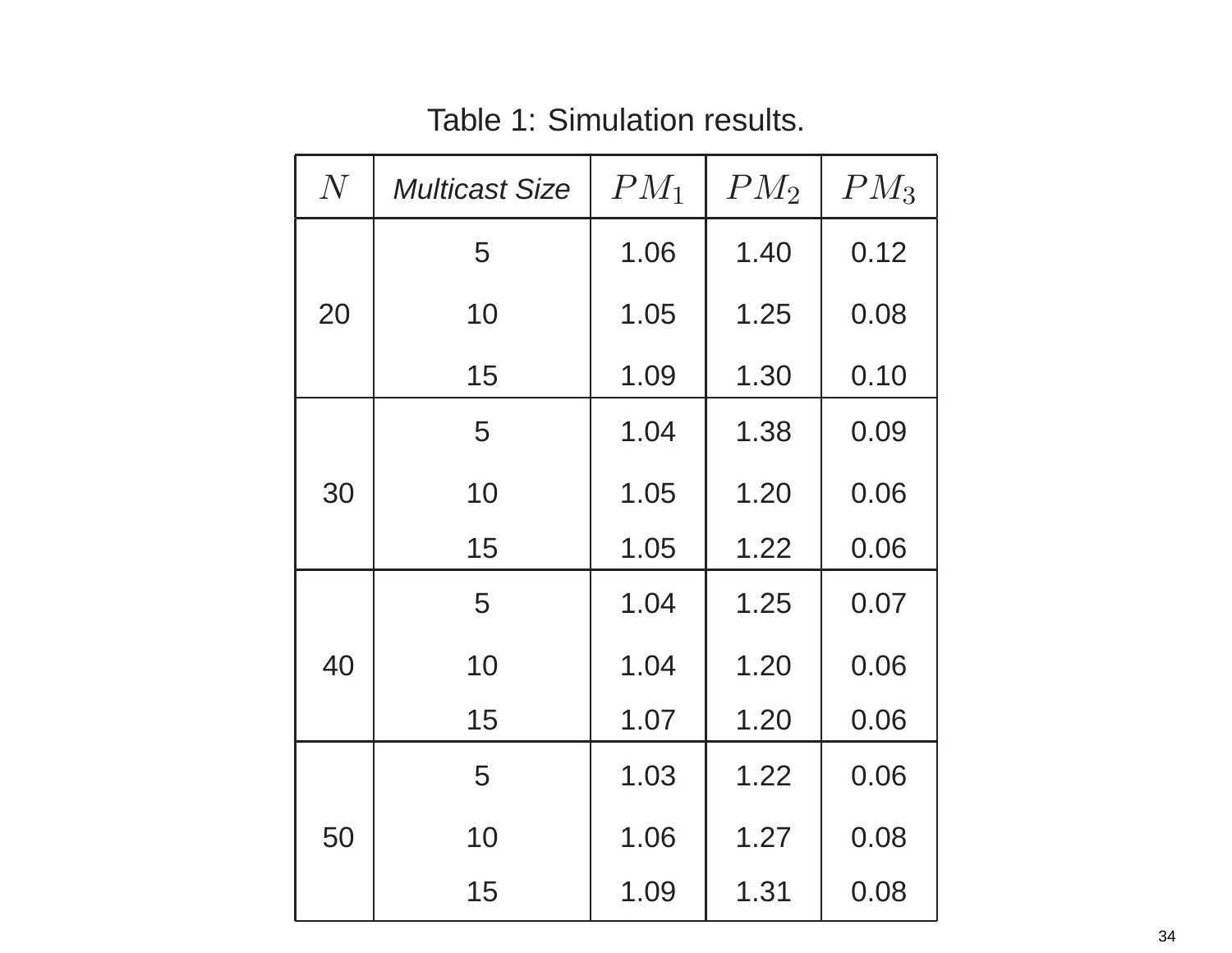Table 1: Simulation results.

| $N$ | *Multicast Size* | $PM_1$ | $PM_2$ | $PM_3$ |
|---|---|---|---|---|
| 20 | 5 | 1.06 | 1.40 | 0.12 |
| | 10 | 1.05 | 1.25 | 0.08 |
| | 15 | 1.09 | 1.30 | 0.10 |
| 30 | 5 | 1.04 | 1.38 | 0.09 |
| | 10 | 1.05 | 1.20 | 0.06 |
| | 15 | 1.05 | 1.22 | 0.06 |
| 40 | 5 | 1.04 | 1.25 | 0.07 |
| | 10 | 1.04 | 1.20 | 0.06 |
| | 15 | 1.07 | 1.20 | 0.06 |
| 50 | 5 | 1.03 | 1.22 | 0.06 |
| | 10 | 1.06 | 1.27 | 0.08 |
| | 15 | 1.09 | 1.31 | 0.08 |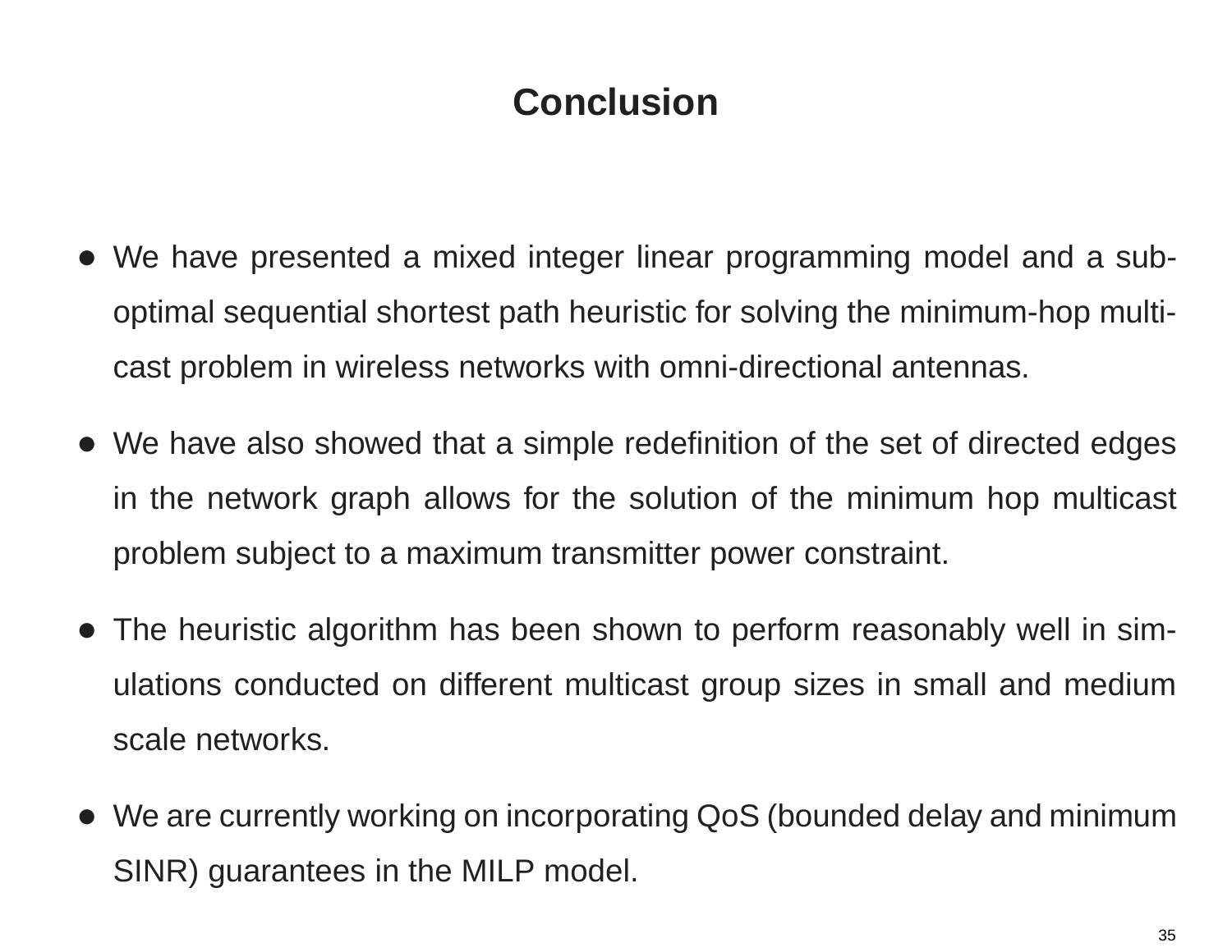# Conclusion

- We have presented a mixed integer linear programming model and a sub-optimal sequential shortest path heuristic for solving the minimum-hop multi-cast problem in wireless networks with omni-directional antennas.
- We have also showed that a simple redefinition of the set of directed edges in the network graph allows for the solution of the minimum hop multicast problem subject to a maximum transmitter power constraint.
- The heuristic algorithm has been shown to perform reasonably well in simulations conducted on different multicast group sizes in small and medium scale networks.
- We are currently working on incorporating QoS (bounded delay and minimum SINR) guarantees in the MILP model.